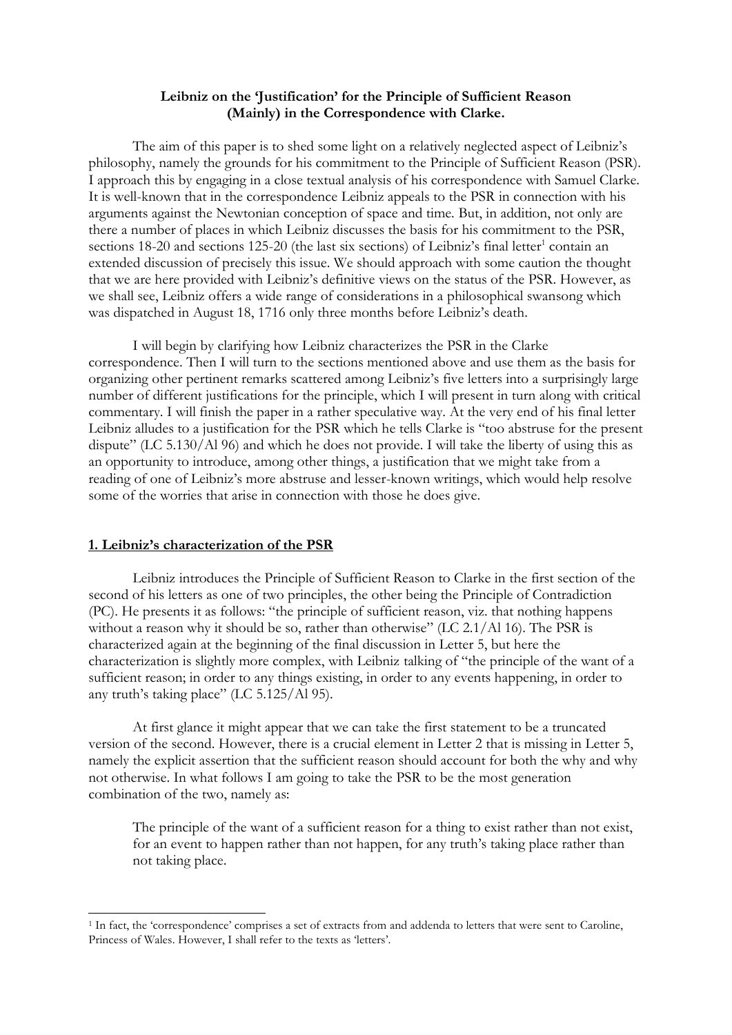**Leibniz on the 'Justification' for the Principle of Sufficient Reason (Mainly) in the Correspondence with Clarke.**

The aim of this paper is to shed some light on a relatively neglected aspect of Leibniz's philosophy, namely the grounds for his commitment to the Principle of Sufficient Reason (PSR). I approach this by engaging in a close textual analysis of his correspondence with Samuel Clarke. It is well-known that in the correspondence Leibniz appeals to the PSR in connection with his arguments against the Newtonian conception of space and time. But, in addition, not only are there a number of places in which Leibniz discusses the basis for his commitment to the PSR, sections 18-20 and sections 125-20 (the last six sections) of Leibniz's final letter[1] contain an extended discussion of precisely this issue. We should approach with some caution the thought that we are here provided with Leibniz's definitive views on the status of the PSR. However, as we shall see, Leibniz offers a wide range of considerations in a philosophical swansong which was dispatched in August 18, 1716 only three months before Leibniz's death.

I will begin by clarifying how Leibniz characterizes the PSR in the Clarke correspondence. Then I will turn to the sections mentioned above and use them as the basis for organizing other pertinent remarks scattered among Leibniz's five letters into a surprisingly large number of different justifications for the principle, which I will present in turn along with critical commentary. I will finish the paper in a rather speculative way. At the very end of his final letter Leibniz alludes to a justification for the PSR which he tells Clarke is "too abstruse for the present dispute" (LC 5.130/Al 96) and which he does not provide. I will take the liberty of using this as an opportunity to introduce, among other things, a justification that we might take from a reading of one of Leibniz's more abstruse and lesser-known writings, which would help resolve some of the worries that arise in connection with those he does give.

## 1. Leibniz's characterization of the PSR

Leibniz introduces the Principle of Sufficient Reason to Clarke in the first section of the second of his letters as one of two principles, the other being the Principle of Contradiction (PC). He presents it as follows: "the principle of sufficient reason, viz. that nothing happens without a reason why it should be so, rather than otherwise" (LC 2.1/Al 16). The PSR is characterized again at the beginning of the final discussion in Letter 5, but here the characterization is slightly more complex, with Leibniz talking of "the principle of the want of a sufficient reason; in order to any things existing, in order to any events happening, in order to any truth's taking place" (LC 5.125/Al 95).

At first glance it might appear that we can take the first statement to be a truncated version of the second. However, there is a crucial element in Letter 2 that is missing in Letter 5, namely the explicit assertion that the sufficient reason should account for both the why and why not otherwise. In what follows I am going to take the PSR to be the most generation combination of the two, namely as:

> The principle of the want of a sufficient reason for a thing to exist rather than not exist, for an event to happen rather than not happen, for any truth's taking place rather than not taking place.

[1] In fact, the 'correspondence' comprises a set of extracts from and addenda to letters that were sent to Caroline, Princess of Wales. However, I shall refer to the texts as 'letters'.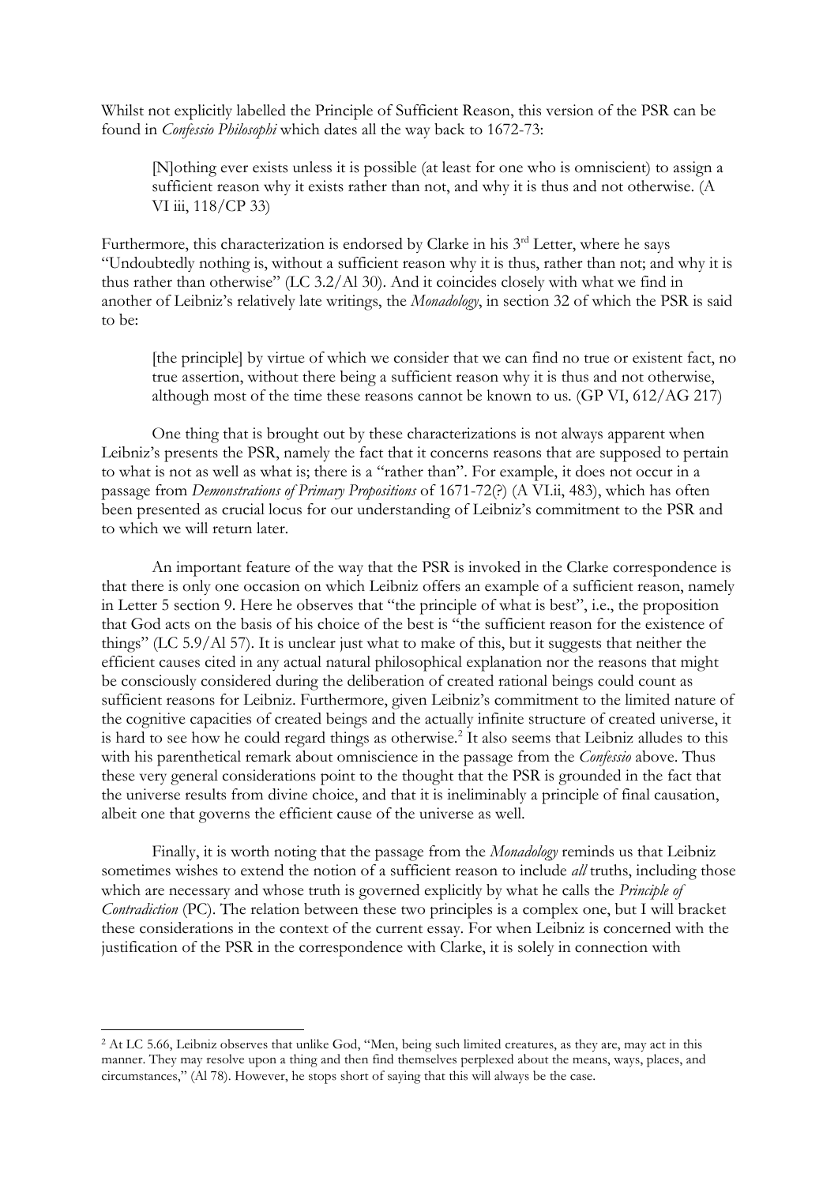Whilst not explicitly labelled the Principle of Sufficient Reason, this version of the PSR can be found in *Confessio Philosophi* which dates all the way back to 1672-73:

> [N]othing ever exists unless it is possible (at least for one who is omniscient) to assign a sufficient reason why it exists rather than not, and why it is thus and not otherwise. (A VI iii, 118/CP 33)

Furthermore, this characterization is endorsed by Clarke in his 3rd Letter, where he says "Undoubtedly nothing is, without a sufficient reason why it is thus, rather than not; and why it is thus rather than otherwise" (LC 3.2/Al 30). And it coincides closely with what we find in another of Leibniz's relatively late writings, the *Monadology*, in section 32 of which the PSR is said to be:

> [the principle] by virtue of which we consider that we can find no true or existent fact, no true assertion, without there being a sufficient reason why it is thus and not otherwise, although most of the time these reasons cannot be known to us. (GP VI, 612/AG 217)

One thing that is brought out by these characterizations is not always apparent when Leibniz's presents the PSR, namely the fact that it concerns reasons that are supposed to pertain to what is not as well as what is; there is a "rather than". For example, it does not occur in a passage from *Demonstrations of Primary Propositions* of 1671-72(?) (A VI.ii, 483), which has often been presented as crucial locus for our understanding of Leibniz's commitment to the PSR and to which we will return later.

An important feature of the way that the PSR is invoked in the Clarke correspondence is that there is only one occasion on which Leibniz offers an example of a sufficient reason, namely in Letter 5 section 9. Here he observes that "the principle of what is best", i.e., the proposition that God acts on the basis of his choice of the best is "the sufficient reason for the existence of things" (LC 5.9/Al 57). It is unclear just what to make of this, but it suggests that neither the efficient causes cited in any actual natural philosophical explanation nor the reasons that might be consciously considered during the deliberation of created rational beings could count as sufficient reasons for Leibniz. Furthermore, given Leibniz's commitment to the limited nature of the cognitive capacities of created beings and the actually infinite structure of created universe, it is hard to see how he could regard things as otherwise.[2] It also seems that Leibniz alludes to this with his parenthetical remark about omniscience in the passage from the *Confessio* above. Thus these very general considerations point to the thought that the PSR is grounded in the fact that the universe results from divine choice, and that it is ineliminably a principle of final causation, albeit one that governs the efficient cause of the universe as well.

Finally, it is worth noting that the passage from the *Monadology* reminds us that Leibniz sometimes wishes to extend the notion of a sufficient reason to include *all* truths, including those which are necessary and whose truth is governed explicitly by what he calls the *Principle of Contradiction* (PC). The relation between these two principles is a complex one, but I will bracket these considerations in the context of the current essay. For when Leibniz is concerned with the justification of the PSR in the correspondence with Clarke, it is solely in connection with

---

[2] At LC 5.66, Leibniz observes that unlike God, "Men, being such limited creatures, as they are, may act in this manner. They may resolve upon a thing and then find themselves perplexed about the means, ways, places, and circumstances," (Al 78). However, he stops short of saying that this will always be the case.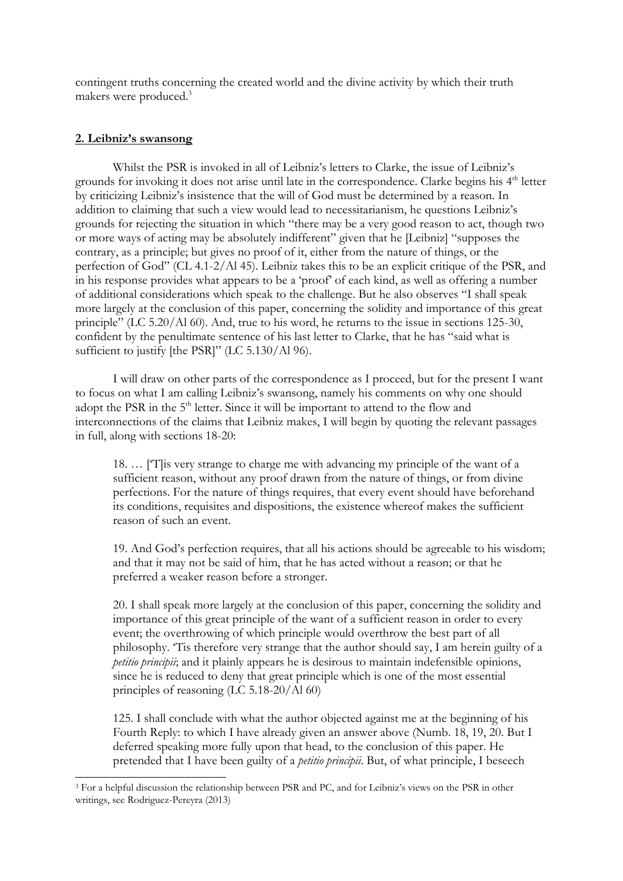contingent truths concerning the created world and the divine activity by which their truth makers were produced.[3]

## 2. Leibniz's swansong

Whilst the PSR is invoked in all of Leibniz's letters to Clarke, the issue of Leibniz's grounds for invoking it does not arise until late in the correspondence. Clarke begins his 4[th] letter by criticizing Leibniz's insistence that the will of God must be determined by a reason. In addition to claiming that such a view would lead to necessitarianism, he questions Leibniz's grounds for rejecting the situation in which "there may be a very good reason to act, though two or more ways of acting may be absolutely indifferent" given that he [Leibniz] "supposes the contrary, as a principle; but gives no proof of it, either from the nature of things, or the perfection of God" (CL 4.1-2/Al 45). Leibniz takes this to be an explicit critique of the PSR, and in his response provides what appears to be a 'proof' of each kind, as well as offering a number of additional considerations which speak to the challenge. But he also observes "I shall speak more largely at the conclusion of this paper, concerning the solidity and importance of this great principle" (LC 5.20/Al 60). And, true to his word, he returns to the issue in sections 125-30, confident by the penultimate sentence of his last letter to Clarke, that he has "said what is sufficient to justify [the PSR]" (LC 5.130/Al 96).

I will draw on other parts of the correspondence as I proceed, but for the present I want to focus on what I am calling Leibniz's swansong, namely his comments on why one should adopt the PSR in the 5[th] letter. Since it will be important to attend to the flow and interconnections of the claims that Leibniz makes, I will begin by quoting the relevant passages in full, along with sections 18-20:

> 18. … [T]is very strange to charge me with advancing my principle of the want of a sufficient reason, without any proof drawn from the nature of things, or from divine perfections. For the nature of things requires, that every event should have beforehand its conditions, requisites and dispositions, the existence whereof makes the sufficient reason of such an event.
>
> 19. And God's perfection requires, that all his actions should be agreeable to his wisdom; and that it may not be said of him, that he has acted without a reason; or that he preferred a weaker reason before a stronger.
>
> 20. I shall speak more largely at the conclusion of this paper, concerning the solidity and importance of this great principle of the want of a sufficient reason in order to every event; the overthrowing of which principle would overthrow the best part of all philosophy. 'Tis therefore very strange that the author should say, I am herein guilty of a *petitio principii*; and it plainly appears he is desirous to maintain indefensible opinions, since he is reduced to deny that great principle which is one of the most essential principles of reasoning (LC 5.18-20/Al 60)
>
> 125. I shall conclude with what the author objected against me at the beginning of his Fourth Reply: to which I have already given an answer above (Numb. 18, 19, 20. But I deferred speaking more fully upon that head, to the conclusion of this paper. He pretended that I have been guilty of a *petitio principii*. But, of what principle, I beseech

[3] For a helpful discussion the relationship between PSR and PC, and for Leibniz's views on the PSR in other writings, see Rodriguez-Pereyra (2013)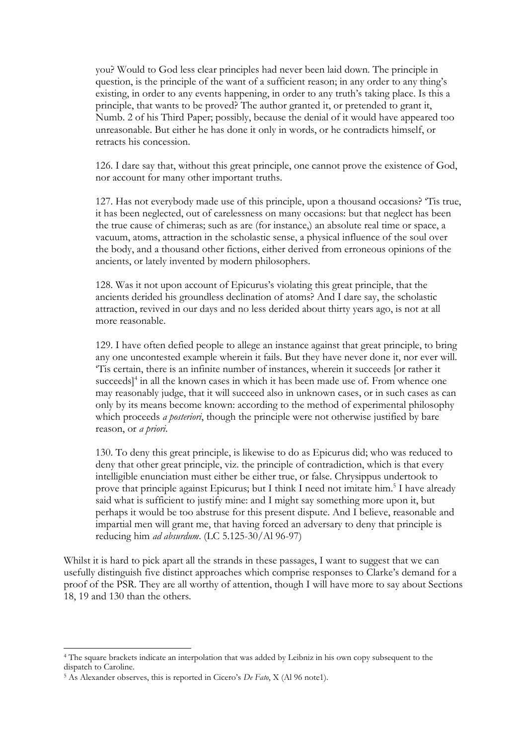> you? Would to God less clear principles had never been laid down. The principle in question, is the principle of the want of a sufficient reason; in any order to any thing's existing, in order to any events happening, in order to any truth's taking place. Is this a principle, that wants to be proved? The author granted it, or pretended to grant it, Numb. 2 of his Third Paper; possibly, because the denial of it would have appeared too unreasonable. But either he has done it only in words, or he contradicts himself, or retracts his concession.
>
> 126. I dare say that, without this great principle, one cannot prove the existence of God, nor account for many other important truths.
>
> 127. Has not everybody made use of this principle, upon a thousand occasions? 'Tis true, it has been neglected, out of carelessness on many occasions: but that neglect has been the true cause of chimeras; such as are (for instance,) an absolute real time or space, a vacuum, atoms, attraction in the scholastic sense, a physical influence of the soul over the body, and a thousand other fictions, either derived from erroneous opinions of the ancients, or lately invented by modern philosophers.
>
> 128. Was it not upon account of Epicurus's violating this great principle, that the ancients derided his groundless declination of atoms? And I dare say, the scholastic attraction, revived in our days and no less derided about thirty years ago, is not at all more reasonable.
>
> 129. I have often defied people to allege an instance against that great principle, to bring any one uncontested example wherein it fails. But they have never done it, nor ever will. 'Tis certain, there is an infinite number of instances, wherein it succeeds [or rather it succeeds][4] in all the known cases in which it has been made use of. From whence one may reasonably judge, that it will succeed also in unknown cases, or in such cases as can only by its means become known: according to the method of experimental philosophy which proceeds *a posteriori*, though the principle were not otherwise justified by bare reason, or *a priori*.
>
> 130. To deny this great principle, is likewise to do as Epicurus did; who was reduced to deny that other great principle, viz. the principle of contradiction, which is that every intelligible enunciation must either be either true, or false. Chrysippus undertook to prove that principle against Epicurus; but I think I need not imitate him.[5] I have already said what is sufficient to justify mine: and I might say something more upon it, but perhaps it would be too abstruse for this present dispute. And I believe, reasonable and impartial men will grant me, that having forced an adversary to deny that principle is reducing him *ad absurdum*. (LC 5.125-30/Al 96-97)

Whilst it is hard to pick apart all the strands in these passages, I want to suggest that we can usefully distinguish five distinct approaches which comprise responses to Clarke's demand for a proof of the PSR. They are all worthy of attention, though I will have more to say about Sections 18, 19 and 130 than the others.

---

[4] The square brackets indicate an interpolation that was added by Leibniz in his own copy subsequent to the dispatch to Caroline.

[5] As Alexander observes, this is reported in Cicero's *De Fato*, X (Al 96 note1).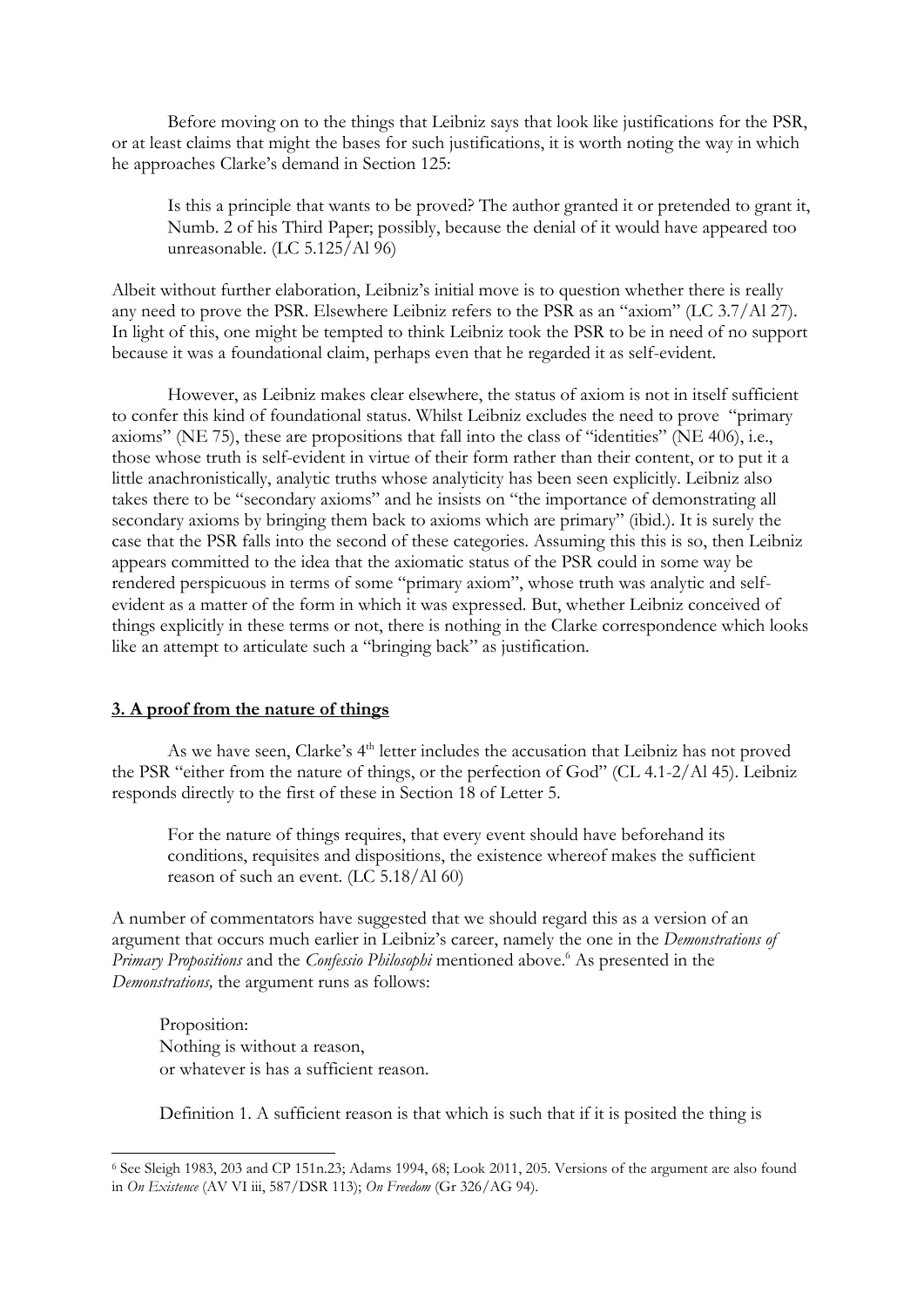Before moving on to the things that Leibniz says that look like justifications for the PSR, or at least claims that might the bases for such justifications, it is worth noting the way in which he approaches Clarke's demand in Section 125:

> Is this a principle that wants to be proved? The author granted it or pretended to grant it, Numb. 2 of his Third Paper; possibly, because the denial of it would have appeared too unreasonable. (LC 5.125/Al 96)

Albeit without further elaboration, Leibniz's initial move is to question whether there is really any need to prove the PSR. Elsewhere Leibniz refers to the PSR as an "axiom" (LC 3.7/Al 27). In light of this, one might be tempted to think Leibniz took the PSR to be in need of no support because it was a foundational claim, perhaps even that he regarded it as self-evident.

However, as Leibniz makes clear elsewhere, the status of axiom is not in itself sufficient to confer this kind of foundational status. Whilst Leibniz excludes the need to prove "primary axioms" (NE 75), these are propositions that fall into the class of "identities" (NE 406), i.e., those whose truth is self-evident in virtue of their form rather than their content, or to put it a little anachronistically, analytic truths whose analyticity has been seen explicitly. Leibniz also takes there to be "secondary axioms" and he insists on "the importance of demonstrating all secondary axioms by bringing them back to axioms which are primary" (ibid.). It is surely the case that the PSR falls into the second of these categories. Assuming this this is so, then Leibniz appears committed to the idea that the axiomatic status of the PSR could in some way be rendered perspicuous in terms of some "primary axiom", whose truth was analytic and self-evident as a matter of the form in which it was expressed. But, whether Leibniz conceived of things explicitly in these terms or not, there is nothing in the Clarke correspondence which looks like an attempt to articulate such a "bringing back" as justification.

## 3. A proof from the nature of things

As we have seen, Clarke's 4th letter includes the accusation that Leibniz has not proved the PSR "either from the nature of things, or the perfection of God" (CL 4.1-2/Al 45). Leibniz responds directly to the first of these in Section 18 of Letter 5.

> For the nature of things requires, that every event should have beforehand its conditions, requisites and dispositions, the existence whereof makes the sufficient reason of such an event. (LC 5.18/Al 60)

A number of commentators have suggested that we should regard this as a version of an argument that occurs much earlier in Leibniz's career, namely the one in the *Demonstrations of Primary Propositions* and the *Confessio Philosophi* mentioned above.[6] As presented in the *Demonstrations,* the argument runs as follows:

> Proposition:
> Nothing is without a reason,
> or whatever is has a sufficient reason.
>
> Definition 1. A sufficient reason is that which is such that if it is posited the thing is

[6] See Sleigh 1983, 203 and CP 151n.23; Adams 1994, 68; Look 2011, 205. Versions of the argument are also found in *On Existence* (AV VI iii, 587/DSR 113); *On Freedom* (Gr 326/AG 94).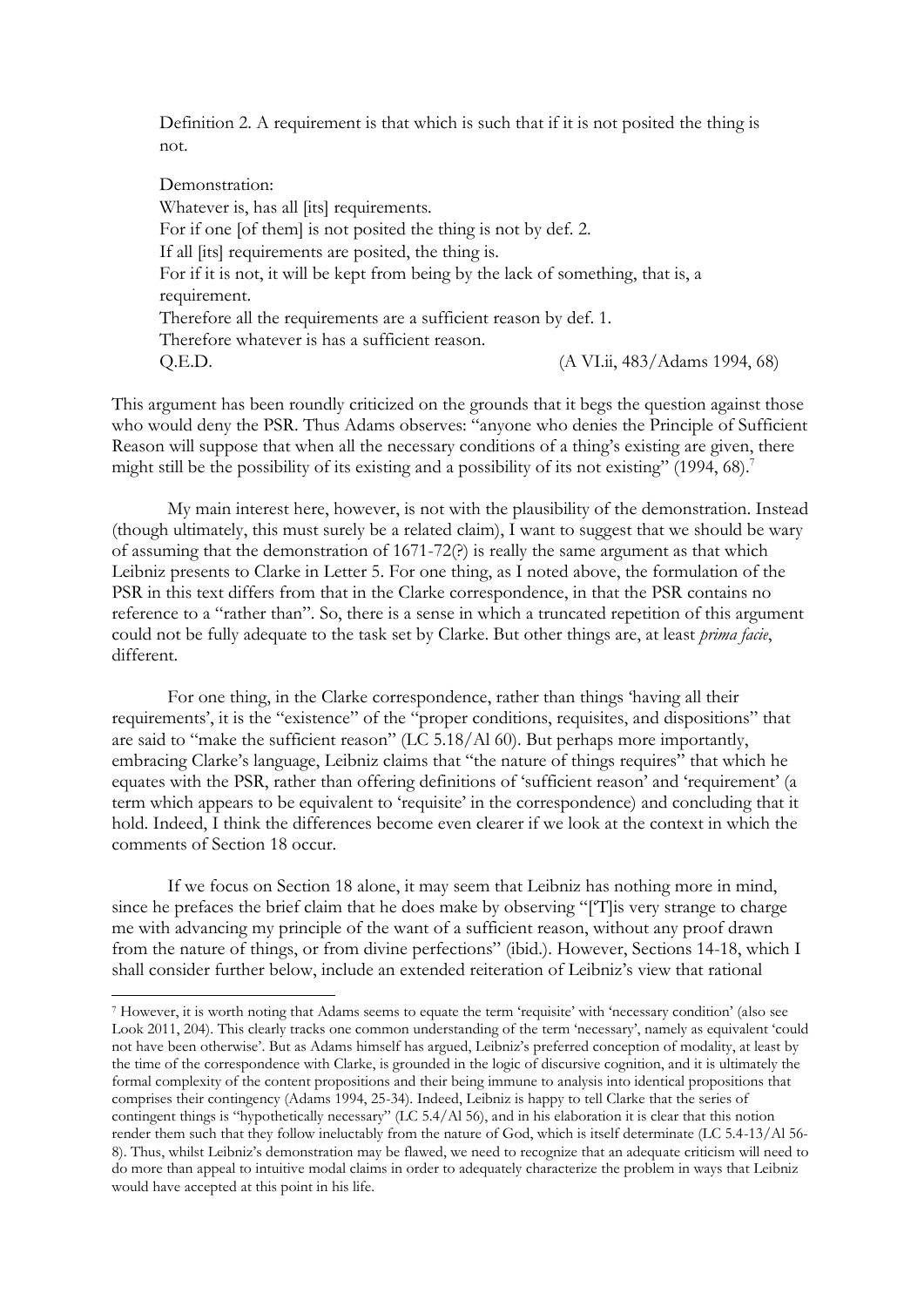Definition 2. A requirement is that which is such that if it is not posited the thing is not.

Demonstration:
Whatever is, has all [its] requirements.
For if one [of them] is not posited the thing is not by def. 2.
If all [its] requirements are posited, the thing is.
For if it is not, it will be kept from being by the lack of something, that is, a requirement.
Therefore all the requirements are a sufficient reason by def. 1.
Therefore whatever is has a sufficient reason.
Q.E.D. (A VI.ii, 483/Adams 1994, 68)

This argument has been roundly criticized on the grounds that it begs the question against those who would deny the PSR. Thus Adams observes: "anyone who denies the Principle of Sufficient Reason will suppose that when all the necessary conditions of a thing's existing are given, there might still be the possibility of its existing and a possibility of its not existing" (1994, 68).[7]

My main interest here, however, is not with the plausibility of the demonstration. Instead (though ultimately, this must surely be a related claim), I want to suggest that we should be wary of assuming that the demonstration of 1671-72(?) is really the same argument as that which Leibniz presents to Clarke in Letter 5. For one thing, as I noted above, the formulation of the PSR in this text differs from that in the Clarke correspondence, in that the PSR contains no reference to a "rather than". So, there is a sense in which a truncated repetition of this argument could not be fully adequate to the task set by Clarke. But other things are, at least *prima facie*, different.

For one thing, in the Clarke correspondence, rather than things 'having all their requirements', it is the "existence" of the "proper conditions, requisites, and dispositions" that are said to "make the sufficient reason" (LC 5.18/Al 60). But perhaps more importantly, embracing Clarke's language, Leibniz claims that "the nature of things requires" that which he equates with the PSR, rather than offering definitions of 'sufficient reason' and 'requirement' (a term which appears to be equivalent to 'requisite' in the correspondence) and concluding that it hold. Indeed, I think the differences become even clearer if we look at the context in which the comments of Section 18 occur.

If we focus on Section 18 alone, it may seem that Leibniz has nothing more in mind, since he prefaces the brief claim that he does make by observing "[T]is very strange to charge me with advancing my principle of the want of a sufficient reason, without any proof drawn from the nature of things, or from divine perfections" (ibid.). However, Sections 14-18, which I shall consider further below, include an extended reiteration of Leibniz's view that rational

---

[7] However, it is worth noting that Adams seems to equate the term 'requisite' with 'necessary condition' (also see Look 2011, 204). This clearly tracks one common understanding of the term 'necessary', namely as equivalent 'could not have been otherwise'. But as Adams himself has argued, Leibniz's preferred conception of modality, at least by the time of the correspondence with Clarke, is grounded in the logic of discursive cognition, and it is ultimately the formal complexity of the content propositions and their being immune to analysis into identical propositions that comprises their contingency (Adams 1994, 25-34). Indeed, Leibniz is happy to tell Clarke that the series of contingent things is "hypothetically necessary" (LC 5.4/Al 56), and in his elaboration it is clear that this notion render them such that they follow ineluctably from the nature of God, which is itself determinate (LC 5.4-13/Al 56-8). Thus, whilst Leibniz's demonstration may be flawed, we need to recognize that an adequate criticism will need to do more than appeal to intuitive modal claims in order to adequately characterize the problem in ways that Leibniz would have accepted at this point in his life.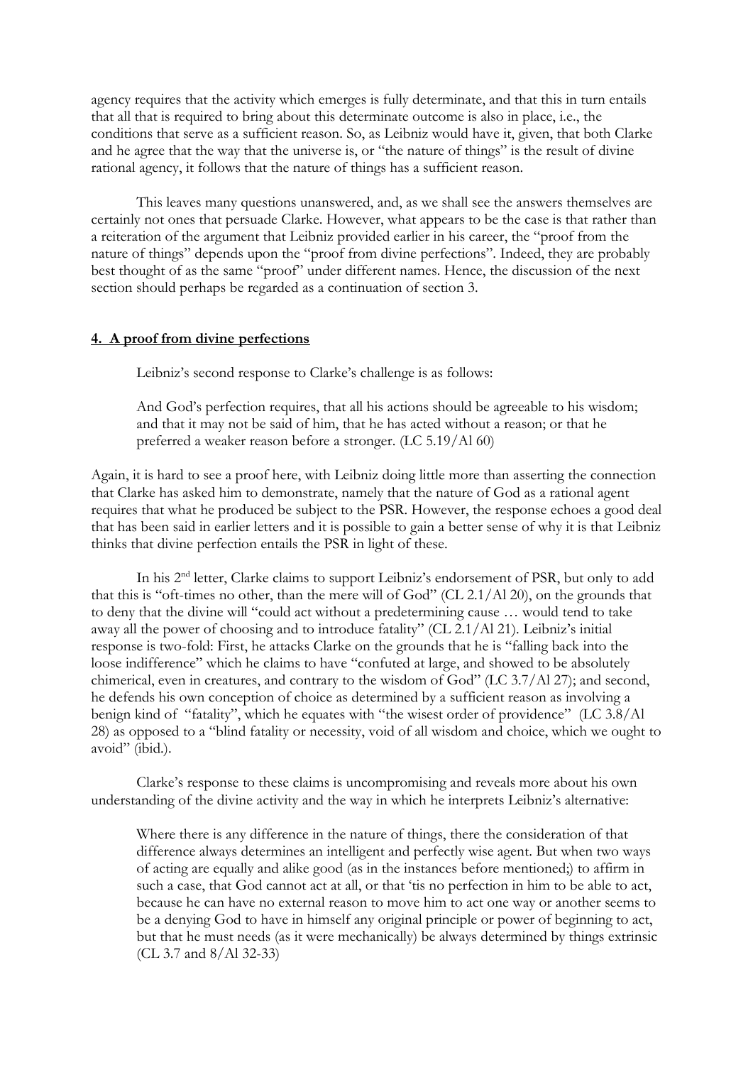agency requires that the activity which emerges is fully determinate, and that this in turn entails that all that is required to bring about this determinate outcome is also in place, i.e., the conditions that serve as a sufficient reason. So, as Leibniz would have it, given, that both Clarke and he agree that the way that the universe is, or "the nature of things" is the result of divine rational agency, it follows that the nature of things has a sufficient reason.

This leaves many questions unanswered, and, as we shall see the answers themselves are certainly not ones that persuade Clarke. However, what appears to be the case is that rather than a reiteration of the argument that Leibniz provided earlier in his career, the "proof from the nature of things" depends upon the "proof from divine perfections". Indeed, they are probably best thought of as the same "proof" under different names. Hence, the discussion of the next section should perhaps be regarded as a continuation of section 3.

## 4. A proof from divine perfections

Leibniz's second response to Clarke's challenge is as follows:

> And God's perfection requires, that all his actions should be agreeable to his wisdom; and that it may not be said of him, that he has acted without a reason; or that he preferred a weaker reason before a stronger. (LC 5.19/Al 60)

Again, it is hard to see a proof here, with Leibniz doing little more than asserting the connection that Clarke has asked him to demonstrate, namely that the nature of God as a rational agent requires that what he produced be subject to the PSR. However, the response echoes a good deal that has been said in earlier letters and it is possible to gain a better sense of why it is that Leibniz thinks that divine perfection entails the PSR in light of these.

In his 2nd letter, Clarke claims to support Leibniz's endorsement of PSR, but only to add that this is "oft-times no other, than the mere will of God" (CL 2.1/Al 20), on the grounds that to deny that the divine will "could act without a predetermining cause … would tend to take away all the power of choosing and to introduce fatality" (CL 2.1/Al 21). Leibniz's initial response is two-fold: First, he attacks Clarke on the grounds that he is "falling back into the loose indifference" which he claims to have "confuted at large, and showed to be absolutely chimerical, even in creatures, and contrary to the wisdom of God" (LC 3.7/Al 27); and second, he defends his own conception of choice as determined by a sufficient reason as involving a benign kind of "fatality", which he equates with "the wisest order of providence" (LC 3.8/Al 28) as opposed to a "blind fatality or necessity, void of all wisdom and choice, which we ought to avoid" (ibid.).

Clarke's response to these claims is uncompromising and reveals more about his own understanding of the divine activity and the way in which he interprets Leibniz's alternative:

> Where there is any difference in the nature of things, there the consideration of that difference always determines an intelligent and perfectly wise agent. But when two ways of acting are equally and alike good (as in the instances before mentioned;) to affirm in such a case, that God cannot act at all, or that 'tis no perfection in him to be able to act, because he can have no external reason to move him to act one way or another seems to be a denying God to have in himself any original principle or power of beginning to act, but that he must needs (as it were mechanically) be always determined by things extrinsic (CL 3.7 and 8/Al 32-33)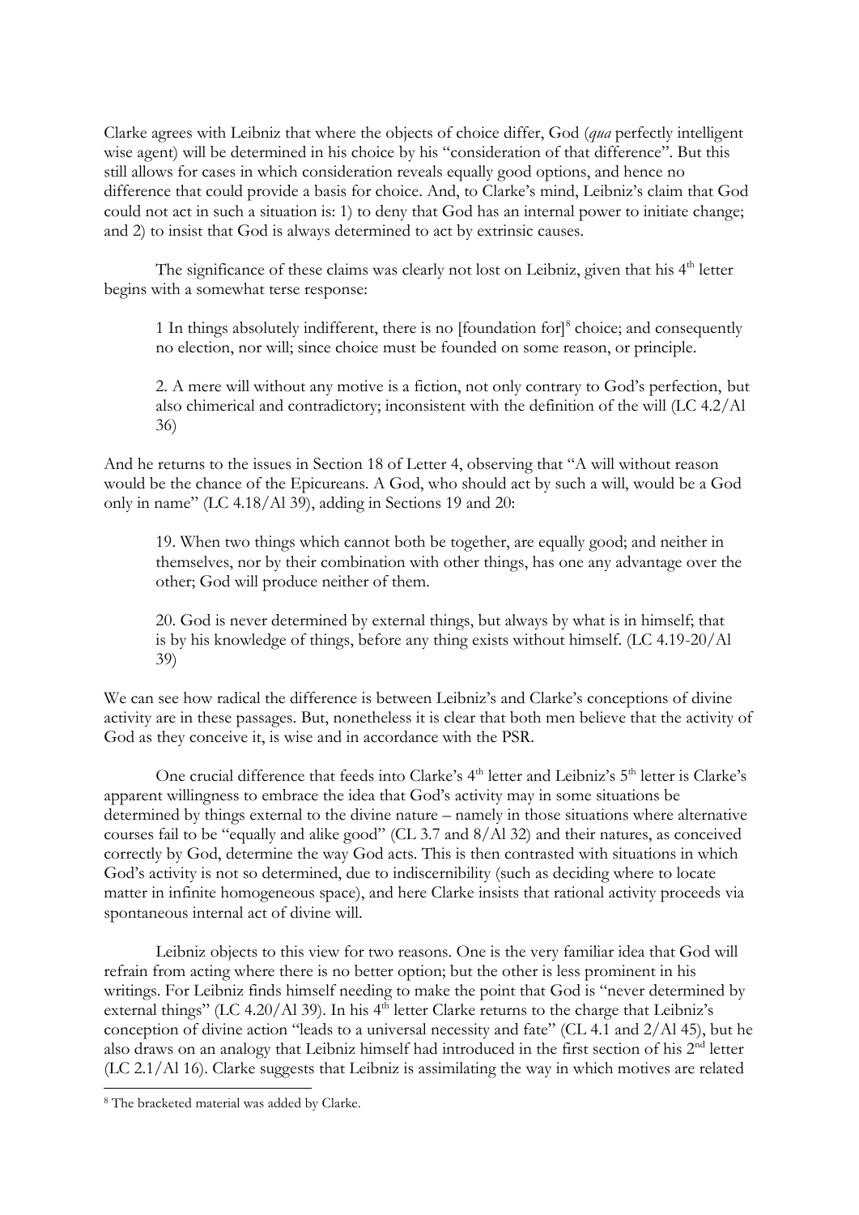Clarke agrees with Leibniz that where the objects of choice differ, God (*qua* perfectly intelligent wise agent) will be determined in his choice by his "consideration of that difference". But this still allows for cases in which consideration reveals equally good options, and hence no difference that could provide a basis for choice. And, to Clarke's mind, Leibniz's claim that God could not act in such a situation is: 1) to deny that God has an internal power to initiate change; and 2) to insist that God is always determined to act by extrinsic causes.

The significance of these claims was clearly not lost on Leibniz, given that his 4th letter begins with a somewhat terse response:

> 1 In things absolutely indifferent, there is no [foundation for][8] choice; and consequently no election, nor will; since choice must be founded on some reason, or principle.
>
> 2. A mere will without any motive is a fiction, not only contrary to God's perfection, but also chimerical and contradictory; inconsistent with the definition of the will (LC 4.2/Al 36)

And he returns to the issues in Section 18 of Letter 4, observing that "A will without reason would be the chance of the Epicureans. A God, who should act by such a will, would be a God only in name" (LC 4.18/Al 39), adding in Sections 19 and 20:

> 19. When two things which cannot both be together, are equally good; and neither in themselves, nor by their combination with other things, has one any advantage over the other; God will produce neither of them.
>
> 20. God is never determined by external things, but always by what is in himself; that is by his knowledge of things, before any thing exists without himself. (LC 4.19-20/Al 39)

We can see how radical the difference is between Leibniz's and Clarke's conceptions of divine activity are in these passages. But, nonetheless it is clear that both men believe that the activity of God as they conceive it, is wise and in accordance with the PSR.

One crucial difference that feeds into Clarke's 4th letter and Leibniz's 5th letter is Clarke's apparent willingness to embrace the idea that God's activity may in some situations be determined by things external to the divine nature – namely in those situations where alternative courses fail to be "equally and alike good" (CL 3.7 and 8/Al 32) and their natures, as conceived correctly by God, determine the way God acts. This is then contrasted with situations in which God's activity is not so determined, due to indiscernibility (such as deciding where to locate matter in infinite homogeneous space), and here Clarke insists that rational activity proceeds via spontaneous internal act of divine will.

Leibniz objects to this view for two reasons. One is the very familiar idea that God will refrain from acting where there is no better option; but the other is less prominent in his writings. For Leibniz finds himself needing to make the point that God is "never determined by external things" (LC 4.20/Al 39). In his 4th letter Clarke returns to the charge that Leibniz's conception of divine action "leads to a universal necessity and fate" (CL 4.1 and 2/Al 45), but he also draws on an analogy that Leibniz himself had introduced in the first section of his 2nd letter (LC 2.1/Al 16). Clarke suggests that Leibniz is assimilating the way in which motives are related

[8] The bracketed material was added by Clarke.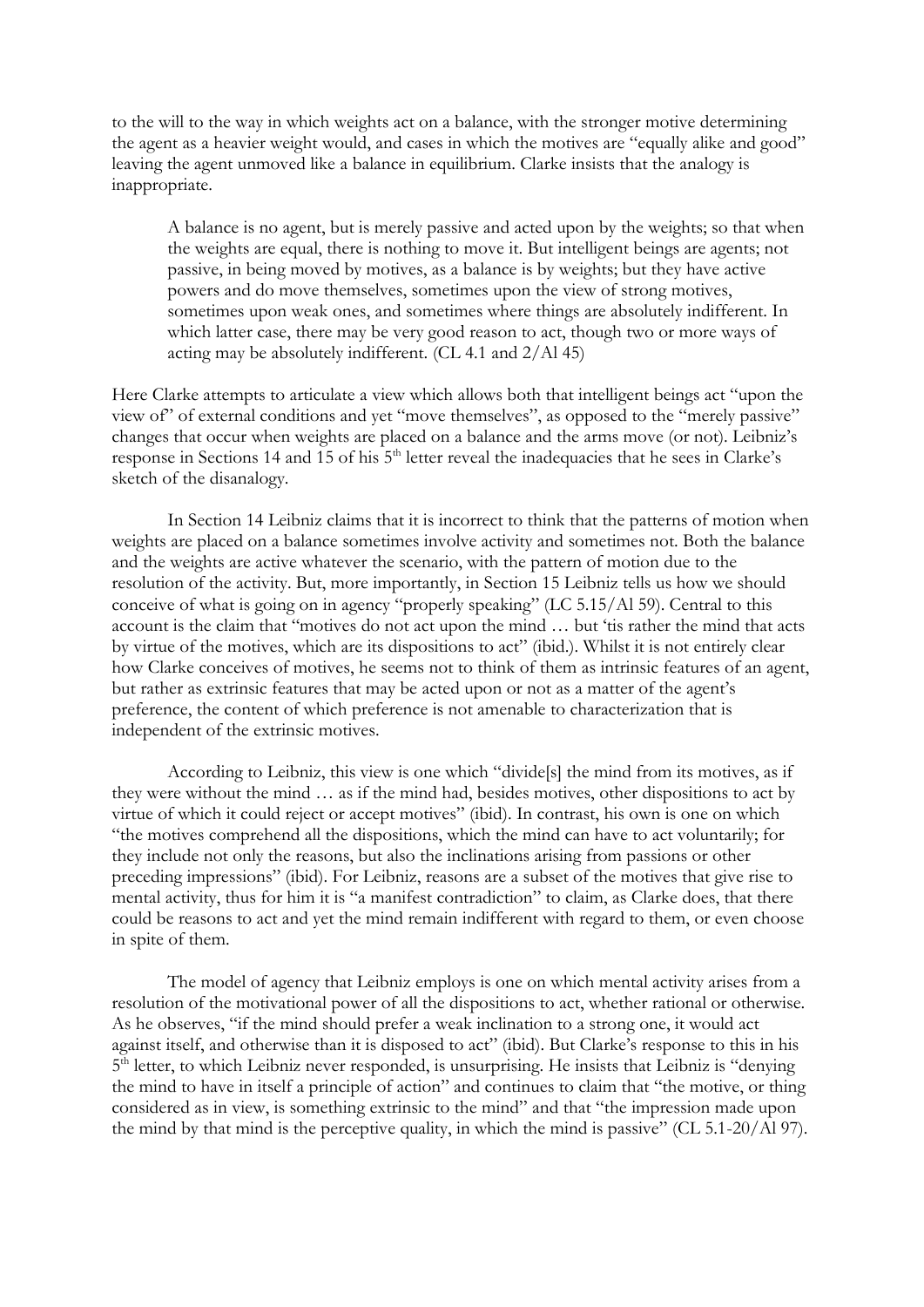to the will to the way in which weights act on a balance, with the stronger motive determining the agent as a heavier weight would, and cases in which the motives are "equally alike and good" leaving the agent unmoved like a balance in equilibrium. Clarke insists that the analogy is inappropriate.

> A balance is no agent, but is merely passive and acted upon by the weights; so that when the weights are equal, there is nothing to move it. But intelligent beings are agents; not passive, in being moved by motives, as a balance is by weights; but they have active powers and do move themselves, sometimes upon the view of strong motives, sometimes upon weak ones, and sometimes where things are absolutely indifferent. In which latter case, there may be very good reason to act, though two or more ways of acting may be absolutely indifferent. (CL 4.1 and 2/Al 45)

Here Clarke attempts to articulate a view which allows both that intelligent beings act "upon the view of" of external conditions and yet "move themselves", as opposed to the "merely passive" changes that occur when weights are placed on a balance and the arms move (or not). Leibniz's response in Sections 14 and 15 of his 5th letter reveal the inadequacies that he sees in Clarke's sketch of the disanalogy.

In Section 14 Leibniz claims that it is incorrect to think that the patterns of motion when weights are placed on a balance sometimes involve activity and sometimes not. Both the balance and the weights are active whatever the scenario, with the pattern of motion due to the resolution of the activity. But, more importantly, in Section 15 Leibniz tells us how we should conceive of what is going on in agency "properly speaking" (LC 5.15/Al 59). Central to this account is the claim that "motives do not act upon the mind … but 'tis rather the mind that acts by virtue of the motives, which are its dispositions to act" (ibid.). Whilst it is not entirely clear how Clarke conceives of motives, he seems not to think of them as intrinsic features of an agent, but rather as extrinsic features that may be acted upon or not as a matter of the agent's preference, the content of which preference is not amenable to characterization that is independent of the extrinsic motives.

According to Leibniz, this view is one which "divide[s] the mind from its motives, as if they were without the mind … as if the mind had, besides motives, other dispositions to act by virtue of which it could reject or accept motives" (ibid). In contrast, his own is one on which "the motives comprehend all the dispositions, which the mind can have to act voluntarily; for they include not only the reasons, but also the inclinations arising from passions or other preceding impressions" (ibid). For Leibniz, reasons are a subset of the motives that give rise to mental activity, thus for him it is "a manifest contradiction" to claim, as Clarke does, that there could be reasons to act and yet the mind remain indifferent with regard to them, or even choose in spite of them.

The model of agency that Leibniz employs is one on which mental activity arises from a resolution of the motivational power of all the dispositions to act, whether rational or otherwise. As he observes, "if the mind should prefer a weak inclination to a strong one, it would act against itself, and otherwise than it is disposed to act" (ibid). But Clarke's response to this in his 5th letter, to which Leibniz never responded, is unsurprising. He insists that Leibniz is "denying the mind to have in itself a principle of action" and continues to claim that "the motive, or thing considered as in view, is something extrinsic to the mind" and that "the impression made upon the mind by that mind is the perceptive quality, in which the mind is passive" (CL 5.1-20/Al 97).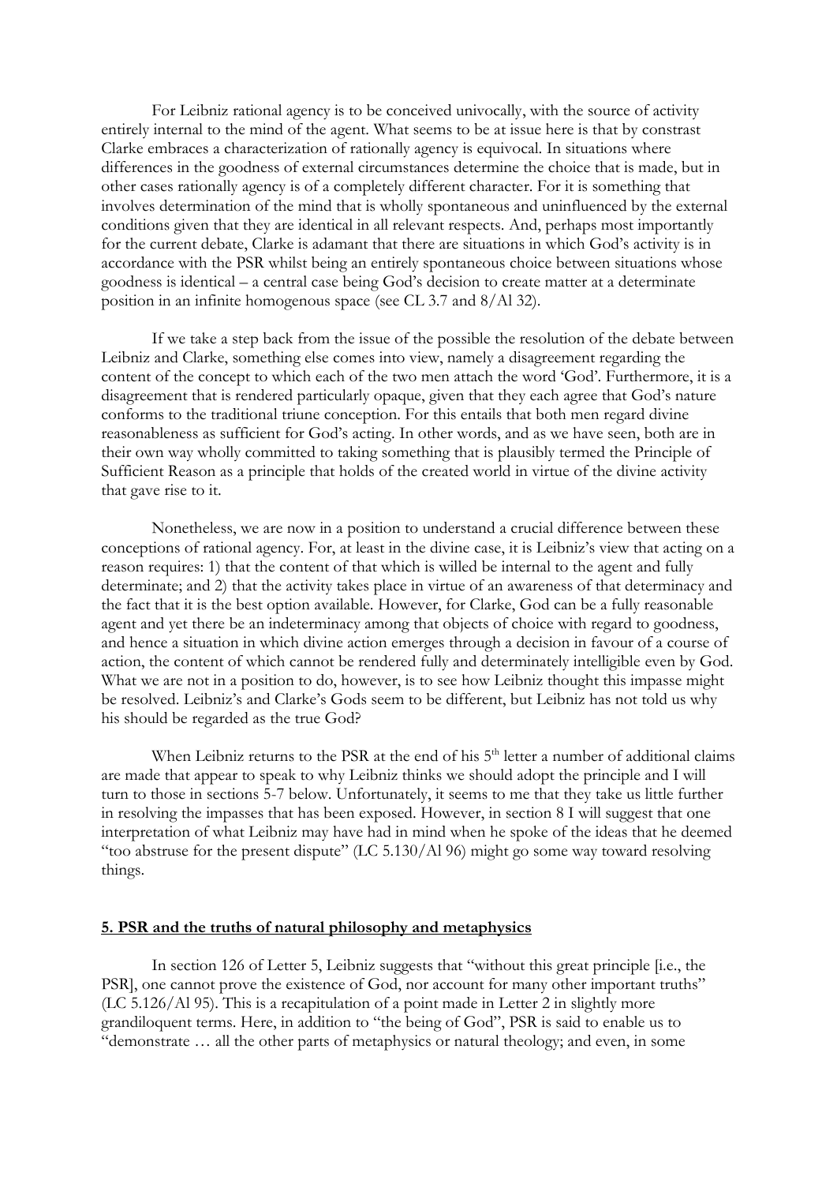For Leibniz rational agency is to be conceived univocally, with the source of activity entirely internal to the mind of the agent. What seems to be at issue here is that by constrast Clarke embraces a characterization of rationally agency is equivocal. In situations where differences in the goodness of external circumstances determine the choice that is made, but in other cases rationally agency is of a completely different character. For it is something that involves determination of the mind that is wholly spontaneous and uninfluenced by the external conditions given that they are identical in all relevant respects. And, perhaps most importantly for the current debate, Clarke is adamant that there are situations in which God's activity is in accordance with the PSR whilst being an entirely spontaneous choice between situations whose goodness is identical – a central case being God's decision to create matter at a determinate position in an infinite homogenous space (see CL 3.7 and 8/Al 32).

If we take a step back from the issue of the possible the resolution of the debate between Leibniz and Clarke, something else comes into view, namely a disagreement regarding the content of the concept to which each of the two men attach the word 'God'. Furthermore, it is a disagreement that is rendered particularly opaque, given that they each agree that God's nature conforms to the traditional triune conception. For this entails that both men regard divine reasonableness as sufficient for God's acting. In other words, and as we have seen, both are in their own way wholly committed to taking something that is plausibly termed the Principle of Sufficient Reason as a principle that holds of the created world in virtue of the divine activity that gave rise to it.

Nonetheless, we are now in a position to understand a crucial difference between these conceptions of rational agency. For, at least in the divine case, it is Leibniz's view that acting on a reason requires: 1) that the content of that which is willed be internal to the agent and fully determinate; and 2) that the activity takes place in virtue of an awareness of that determinacy and the fact that it is the best option available. However, for Clarke, God can be a fully reasonable agent and yet there be an indeterminacy among that objects of choice with regard to goodness, and hence a situation in which divine action emerges through a decision in favour of a course of action, the content of which cannot be rendered fully and determinately intelligible even by God. What we are not in a position to do, however, is to see how Leibniz thought this impasse might be resolved. Leibniz's and Clarke's Gods seem to be different, but Leibniz has not told us why his should be regarded as the true God?

When Leibniz returns to the PSR at the end of his 5th letter a number of additional claims are made that appear to speak to why Leibniz thinks we should adopt the principle and I will turn to those in sections 5-7 below. Unfortunately, it seems to me that they take us little further in resolving the impasses that has been exposed. However, in section 8 I will suggest that one interpretation of what Leibniz may have had in mind when he spoke of the ideas that he deemed "too abstruse for the present dispute" (LC 5.130/Al 96) might go some way toward resolving things.

## 5. PSR and the truths of natural philosophy and metaphysics

In section 126 of Letter 5, Leibniz suggests that "without this great principle [i.e., the PSR], one cannot prove the existence of God, nor account for many other important truths" (LC 5.126/Al 95). This is a recapitulation of a point made in Letter 2 in slightly more grandiloquent terms. Here, in addition to "the being of God", PSR is said to enable us to "demonstrate … all the other parts of metaphysics or natural theology; and even, in some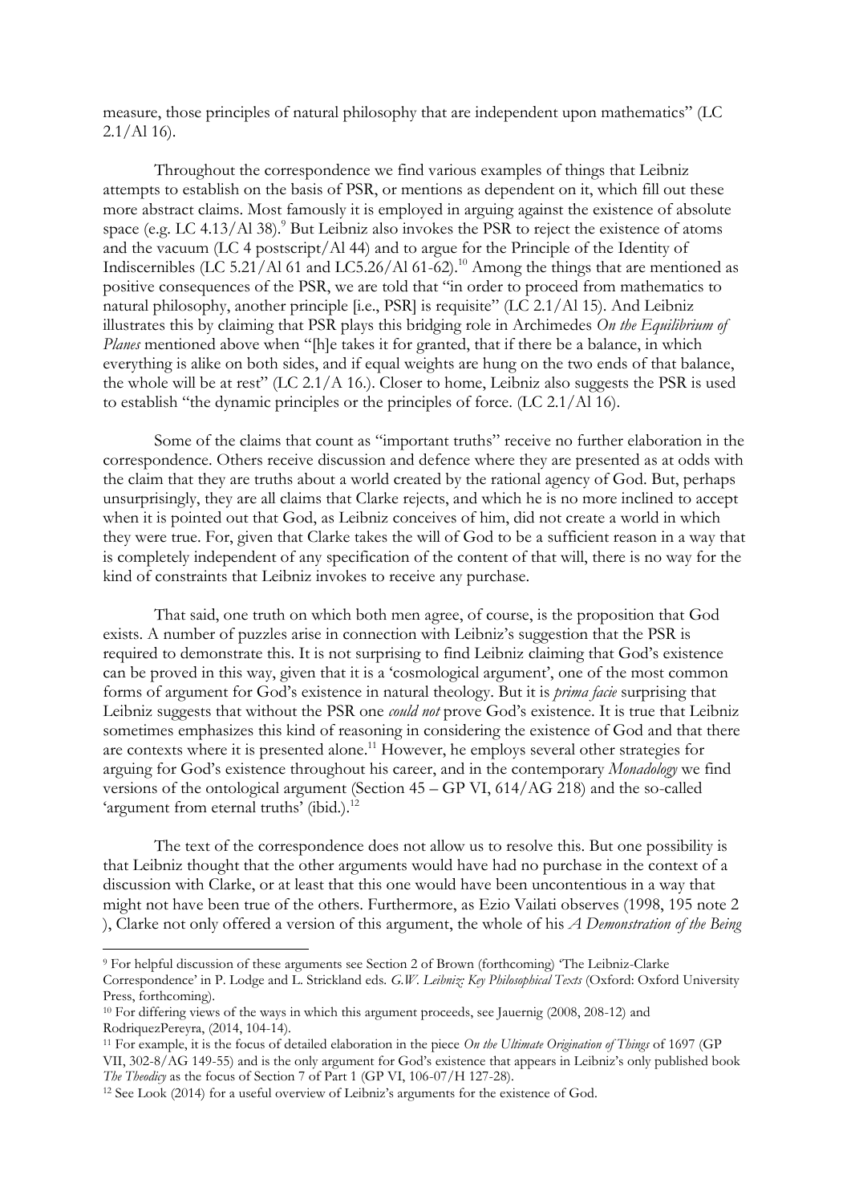measure, those principles of natural philosophy that are independent upon mathematics" (LC 2.1/Al 16).

Throughout the correspondence we find various examples of things that Leibniz attempts to establish on the basis of PSR, or mentions as dependent on it, which fill out these more abstract claims. Most famously it is employed in arguing against the existence of absolute space (e.g. LC 4.13/Al 38).[9] But Leibniz also invokes the PSR to reject the existence of atoms and the vacuum (LC 4 postscript/Al 44) and to argue for the Principle of the Identity of Indiscernibles (LC 5.21/Al 61 and LC5.26/Al 61-62).[10] Among the things that are mentioned as positive consequences of the PSR, we are told that "in order to proceed from mathematics to natural philosophy, another principle [i.e., PSR] is requisite" (LC 2.1/Al 15). And Leibniz illustrates this by claiming that PSR plays this bridging role in Archimedes *On the Equilibrium of Planes* mentioned above when "[h]e takes it for granted, that if there be a balance, in which everything is alike on both sides, and if equal weights are hung on the two ends of that balance, the whole will be at rest" (LC 2.1/A 16.). Closer to home, Leibniz also suggests the PSR is used to establish "the dynamic principles or the principles of force. (LC 2.1/Al 16).

Some of the claims that count as "important truths" receive no further elaboration in the correspondence. Others receive discussion and defence where they are presented as at odds with the claim that they are truths about a world created by the rational agency of God. But, perhaps unsurprisingly, they are all claims that Clarke rejects, and which he is no more inclined to accept when it is pointed out that God, as Leibniz conceives of him, did not create a world in which they were true. For, given that Clarke takes the will of God to be a sufficient reason in a way that is completely independent of any specification of the content of that will, there is no way for the kind of constraints that Leibniz invokes to receive any purchase.

That said, one truth on which both men agree, of course, is the proposition that God exists. A number of puzzles arise in connection with Leibniz's suggestion that the PSR is required to demonstrate this. It is not surprising to find Leibniz claiming that God's existence can be proved in this way, given that it is a 'cosmological argument', one of the most common forms of argument for God's existence in natural theology. But it is *prima facie* surprising that Leibniz suggests that without the PSR one *could not* prove God's existence. It is true that Leibniz sometimes emphasizes this kind of reasoning in considering the existence of God and that there are contexts where it is presented alone.[11] However, he employs several other strategies for arguing for God's existence throughout his career, and in the contemporary *Monadology* we find versions of the ontological argument (Section 45 – GP VI, 614/AG 218) and the so-called 'argument from eternal truths' (ibid.).[12]

The text of the correspondence does not allow us to resolve this. But one possibility is that Leibniz thought that the other arguments would have had no purchase in the context of a discussion with Clarke, or at least that this one would have been uncontentious in a way that might not have been true of the others. Furthermore, as Ezio Vailati observes (1998, 195 note 2 ), Clarke not only offered a version of this argument, the whole of his *A Demonstration of the Being*

---

[9] For helpful discussion of these arguments see Section 2 of Brown (forthcoming) 'The Leibniz-Clarke Correspondence' in P. Lodge and L. Strickland eds. *G.W. Leibniz: Key Philosophical Texts* (Oxford: Oxford University Press, forthcoming).

[10] For differing views of the ways in which this argument proceeds, see Jauernig (2008, 208-12) and RodriquezPereyra, (2014, 104-14).

[11] For example, it is the focus of detailed elaboration in the piece *On the Ultimate Origination of Things* of 1697 (GP VII, 302-8/AG 149-55) and is the only argument for God's existence that appears in Leibniz's only published book *The Theodicy* as the focus of Section 7 of Part 1 (GP VI, 106-07/H 127-28).

[12] See Look (2014) for a useful overview of Leibniz's arguments for the existence of God.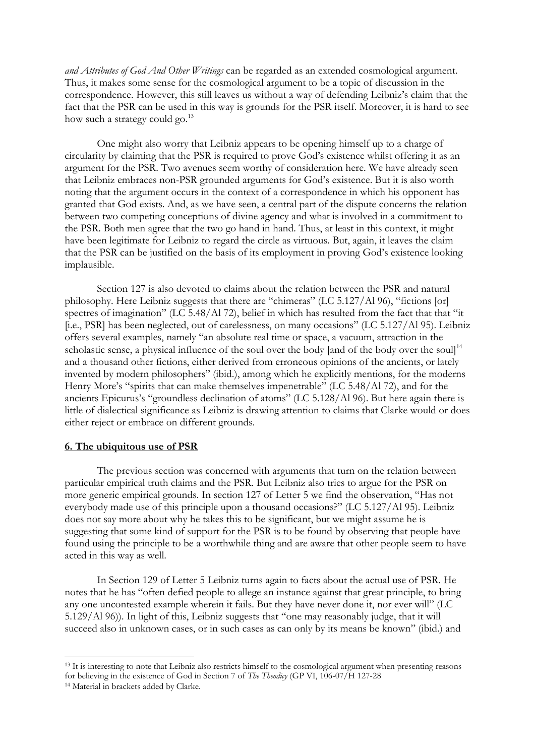*and Attributes of God And Other Writings* can be regarded as an extended cosmological argument. Thus, it makes some sense for the cosmological argument to be a topic of discussion in the correspondence. However, this still leaves us without a way of defending Leibniz's claim that the fact that the PSR can be used in this way is grounds for the PSR itself. Moreover, it is hard to see how such a strategy could go.[13]

One might also worry that Leibniz appears to be opening himself up to a charge of circularity by claiming that the PSR is required to prove God's existence whilst offering it as an argument for the PSR. Two avenues seem worthy of consideration here. We have already seen that Leibniz embraces non-PSR grounded arguments for God's existence. But it is also worth noting that the argument occurs in the context of a correspondence in which his opponent has granted that God exists. And, as we have seen, a central part of the dispute concerns the relation between two competing conceptions of divine agency and what is involved in a commitment to the PSR. Both men agree that the two go hand in hand. Thus, at least in this context, it might have been legitimate for Leibniz to regard the circle as virtuous. But, again, it leaves the claim that the PSR can be justified on the basis of its employment in proving God's existence looking implausible.

Section 127 is also devoted to claims about the relation between the PSR and natural philosophy. Here Leibniz suggests that there are "chimeras" (LC 5.127/Al 96), "fictions [or] spectres of imagination" (LC 5.48/Al 72), belief in which has resulted from the fact that that "it [i.e., PSR] has been neglected, out of carelessness, on many occasions" (LC 5.127/Al 95). Leibniz offers several examples, namely "an absolute real time or space, a vacuum, attraction in the scholastic sense, a physical influence of the soul over the body [and of the body over the soul][14] and a thousand other fictions, either derived from erroneous opinions of the ancients, or lately invented by modern philosophers" (ibid.), among which he explicitly mentions, for the moderns Henry More's "spirits that can make themselves impenetrable" (LC 5.48/Al 72), and for the ancients Epicurus's "groundless declination of atoms" (LC 5.128/Al 96). But here again there is little of dialectical significance as Leibniz is drawing attention to claims that Clarke would or does either reject or embrace on different grounds.

## 6. The ubiquitous use of PSR

The previous section was concerned with arguments that turn on the relation between particular empirical truth claims and the PSR. But Leibniz also tries to argue for the PSR on more generic empirical grounds. In section 127 of Letter 5 we find the observation, "Has not everybody made use of this principle upon a thousand occasions?" (LC 5.127/Al 95). Leibniz does not say more about why he takes this to be significant, but we might assume he is suggesting that some kind of support for the PSR is to be found by observing that people have found using the principle to be a worthwhile thing and are aware that other people seem to have acted in this way as well.

In Section 129 of Letter 5 Leibniz turns again to facts about the actual use of PSR. He notes that he has "often defied people to allege an instance against that great principle, to bring any one uncontested example wherein it fails. But they have never done it, nor ever will" (LC 5.129/Al 96)). In light of this, Leibniz suggests that "one may reasonably judge, that it will succeed also in unknown cases, or in such cases as can only by its means be known" (ibid.) and

---

[13] It is interesting to note that Leibniz also restricts himself to the cosmological argument when presenting reasons for believing in the existence of God in Section 7 of *The Theodicy* (GP VI, 106-07/H 127-28

[14] Material in brackets added by Clarke.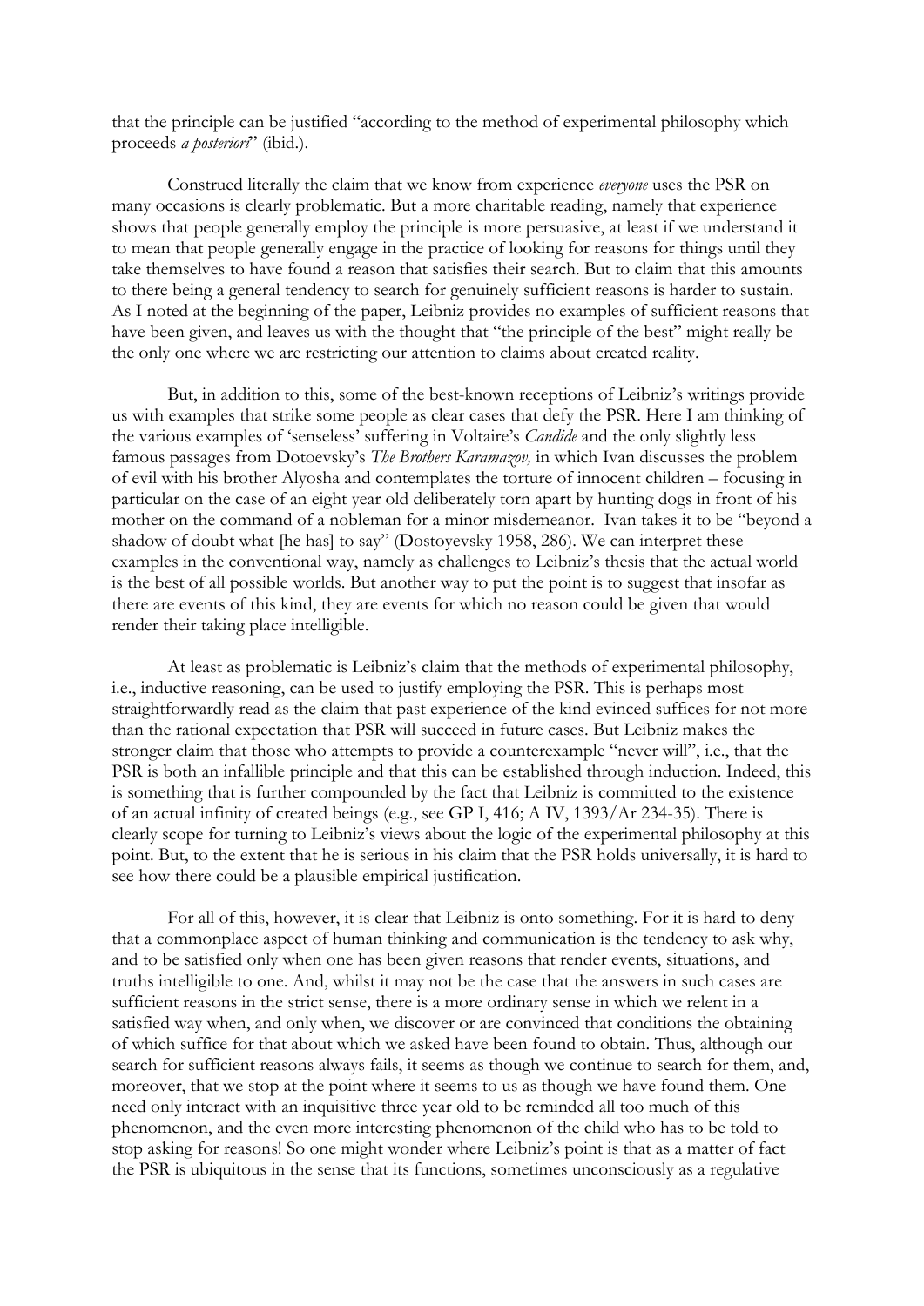that the principle can be justified "according to the method of experimental philosophy which proceeds *a posteriori*" (ibid.).

Construed literally the claim that we know from experience *everyone* uses the PSR on many occasions is clearly problematic. But a more charitable reading, namely that experience shows that people generally employ the principle is more persuasive, at least if we understand it to mean that people generally engage in the practice of looking for reasons for things until they take themselves to have found a reason that satisfies their search. But to claim that this amounts to there being a general tendency to search for genuinely sufficient reasons is harder to sustain. As I noted at the beginning of the paper, Leibniz provides no examples of sufficient reasons that have been given, and leaves us with the thought that "the principle of the best" might really be the only one where we are restricting our attention to claims about created reality.

But, in addition to this, some of the best-known receptions of Leibniz's writings provide us with examples that strike some people as clear cases that defy the PSR. Here I am thinking of the various examples of 'senseless' suffering in Voltaire's *Candide* and the only slightly less famous passages from Dotoevsky's *The Brothers Karamazov,* in which Ivan discusses the problem of evil with his brother Alyosha and contemplates the torture of innocent children – focusing in particular on the case of an eight year old deliberately torn apart by hunting dogs in front of his mother on the command of a nobleman for a minor misdemeanor. Ivan takes it to be "beyond a shadow of doubt what [he has] to say" (Dostoyevsky 1958, 286). We can interpret these examples in the conventional way, namely as challenges to Leibniz's thesis that the actual world is the best of all possible worlds. But another way to put the point is to suggest that insofar as there are events of this kind, they are events for which no reason could be given that would render their taking place intelligible.

At least as problematic is Leibniz's claim that the methods of experimental philosophy, i.e., inductive reasoning, can be used to justify employing the PSR. This is perhaps most straightforwardly read as the claim that past experience of the kind evinced suffices for not more than the rational expectation that PSR will succeed in future cases. But Leibniz makes the stronger claim that those who attempts to provide a counterexample "never will", i.e., that the PSR is both an infallible principle and that this can be established through induction. Indeed, this is something that is further compounded by the fact that Leibniz is committed to the existence of an actual infinity of created beings (e.g., see GP I, 416; A IV, 1393/Ar 234-35). There is clearly scope for turning to Leibniz's views about the logic of the experimental philosophy at this point. But, to the extent that he is serious in his claim that the PSR holds universally, it is hard to see how there could be a plausible empirical justification.

For all of this, however, it is clear that Leibniz is onto something. For it is hard to deny that a commonplace aspect of human thinking and communication is the tendency to ask why, and to be satisfied only when one has been given reasons that render events, situations, and truths intelligible to one. And, whilst it may not be the case that the answers in such cases are sufficient reasons in the strict sense, there is a more ordinary sense in which we relent in a satisfied way when, and only when, we discover or are convinced that conditions the obtaining of which suffice for that about which we asked have been found to obtain. Thus, although our search for sufficient reasons always fails, it seems as though we continue to search for them, and, moreover, that we stop at the point where it seems to us as though we have found them. One need only interact with an inquisitive three year old to be reminded all too much of this phenomenon, and the even more interesting phenomenon of the child who has to be told to stop asking for reasons! So one might wonder where Leibniz's point is that as a matter of fact the PSR is ubiquitous in the sense that its functions, sometimes unconsciously as a regulative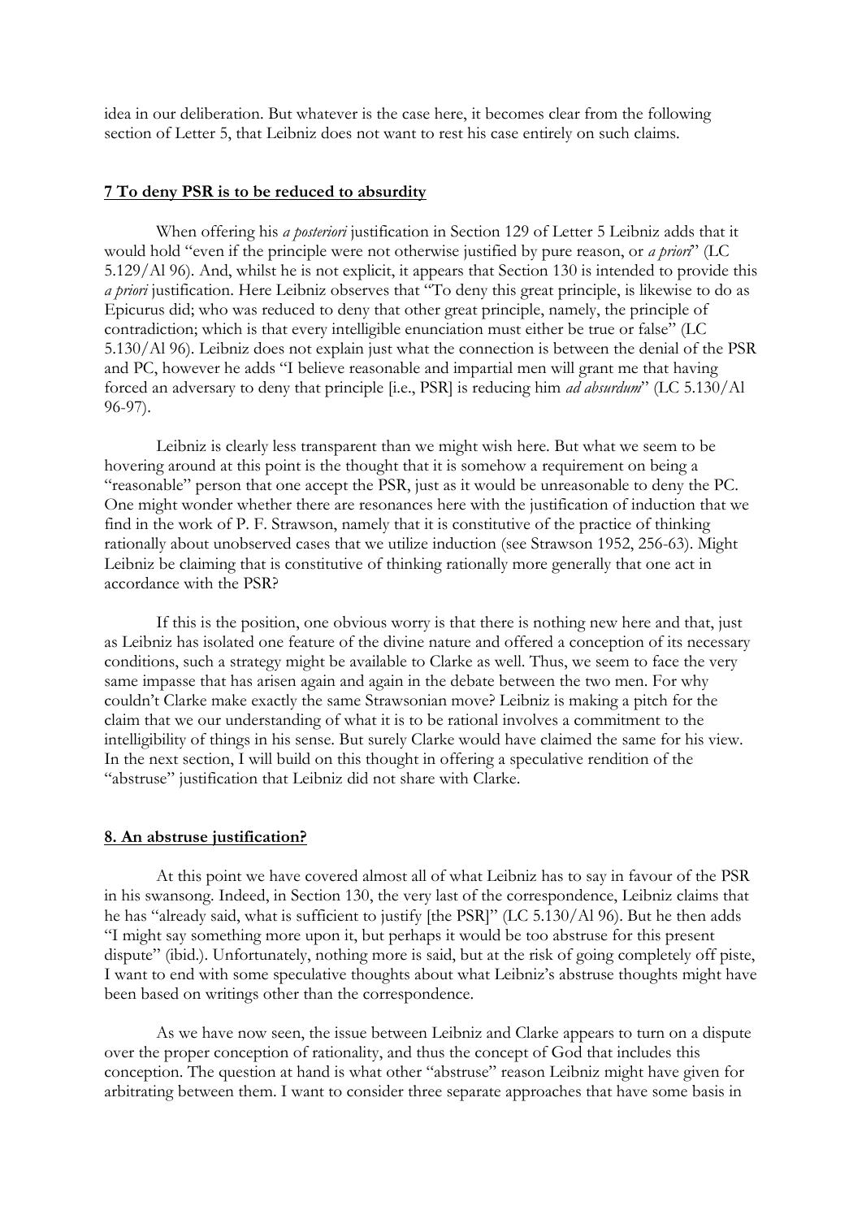idea in our deliberation. But whatever is the case here, it becomes clear from the following section of Letter 5, that Leibniz does not want to rest his case entirely on such claims.

## 7 To deny PSR is to be reduced to absurdity

When offering his *a posteriori* justification in Section 129 of Letter 5 Leibniz adds that it would hold "even if the principle were not otherwise justified by pure reason, or *a priori*" (LC 5.129/Al 96). And, whilst he is not explicit, it appears that Section 130 is intended to provide this *a priori* justification. Here Leibniz observes that "To deny this great principle, is likewise to do as Epicurus did; who was reduced to deny that other great principle, namely, the principle of contradiction; which is that every intelligible enunciation must either be true or false" (LC 5.130/Al 96). Leibniz does not explain just what the connection is between the denial of the PSR and PC, however he adds "I believe reasonable and impartial men will grant me that having forced an adversary to deny that principle [i.e., PSR] is reducing him *ad absurdum*" (LC 5.130/Al 96-97).

Leibniz is clearly less transparent than we might wish here. But what we seem to be hovering around at this point is the thought that it is somehow a requirement on being a "reasonable" person that one accept the PSR, just as it would be unreasonable to deny the PC. One might wonder whether there are resonances here with the justification of induction that we find in the work of P. F. Strawson, namely that it is constitutive of the practice of thinking rationally about unobserved cases that we utilize induction (see Strawson 1952, 256-63). Might Leibniz be claiming that is constitutive of thinking rationally more generally that one act in accordance with the PSR?

If this is the position, one obvious worry is that there is nothing new here and that, just as Leibniz has isolated one feature of the divine nature and offered a conception of its necessary conditions, such a strategy might be available to Clarke as well. Thus, we seem to face the very same impasse that has arisen again and again in the debate between the two men. For why couldn't Clarke make exactly the same Strawsonian move? Leibniz is making a pitch for the claim that we our understanding of what it is to be rational involves a commitment to the intelligibility of things in his sense. But surely Clarke would have claimed the same for his view. In the next section, I will build on this thought in offering a speculative rendition of the "abstruse" justification that Leibniz did not share with Clarke.

## 8. An abstruse justification?

At this point we have covered almost all of what Leibniz has to say in favour of the PSR in his swansong. Indeed, in Section 130, the very last of the correspondence, Leibniz claims that he has "already said, what is sufficient to justify [the PSR]" (LC 5.130/Al 96). But he then adds "I might say something more upon it, but perhaps it would be too abstruse for this present dispute" (ibid.). Unfortunately, nothing more is said, but at the risk of going completely off piste, I want to end with some speculative thoughts about what Leibniz's abstruse thoughts might have been based on writings other than the correspondence.

As we have now seen, the issue between Leibniz and Clarke appears to turn on a dispute over the proper conception of rationality, and thus the concept of God that includes this conception. The question at hand is what other "abstruse" reason Leibniz might have given for arbitrating between them. I want to consider three separate approaches that have some basis in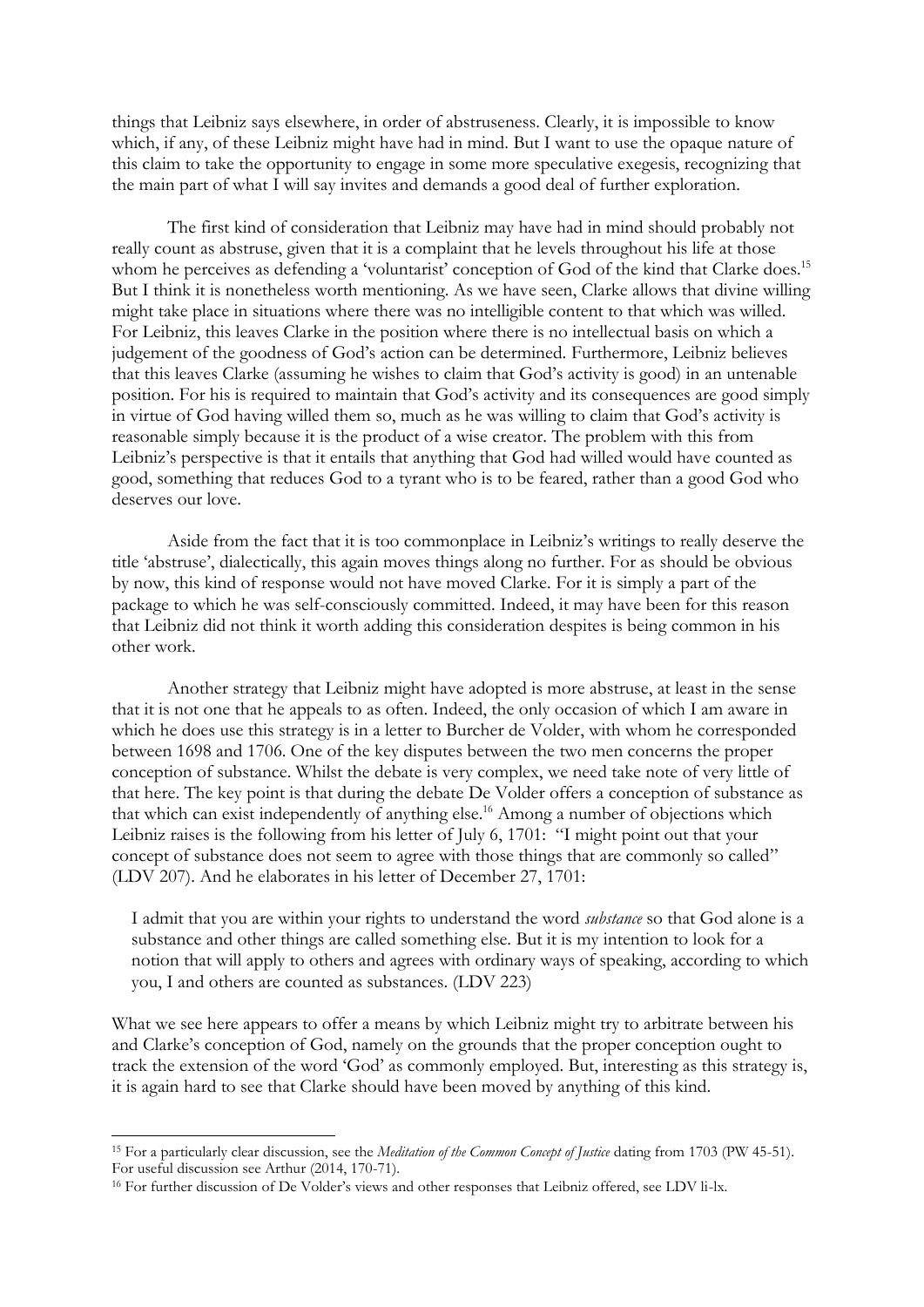things that Leibniz says elsewhere, in order of abstruseness. Clearly, it is impossible to know which, if any, of these Leibniz might have had in mind. But I want to use the opaque nature of this claim to take the opportunity to engage in some more speculative exegesis, recognizing that the main part of what I will say invites and demands a good deal of further exploration.

The first kind of consideration that Leibniz may have had in mind should probably not really count as abstruse, given that it is a complaint that he levels throughout his life at those whom he perceives as defending a 'voluntarist' conception of God of the kind that Clarke does.[15] But I think it is nonetheless worth mentioning. As we have seen, Clarke allows that divine willing might take place in situations where there was no intelligible content to that which was willed. For Leibniz, this leaves Clarke in the position where there is no intellectual basis on which a judgement of the goodness of God's action can be determined. Furthermore, Leibniz believes that this leaves Clarke (assuming he wishes to claim that God's activity is good) in an untenable position. For his is required to maintain that God's activity and its consequences are good simply in virtue of God having willed them so, much as he was willing to claim that God's activity is reasonable simply because it is the product of a wise creator. The problem with this from Leibniz's perspective is that it entails that anything that God had willed would have counted as good, something that reduces God to a tyrant who is to be feared, rather than a good God who deserves our love.

Aside from the fact that it is too commonplace in Leibniz's writings to really deserve the title 'abstruse', dialectically, this again moves things along no further. For as should be obvious by now, this kind of response would not have moved Clarke. For it is simply a part of the package to which he was self-consciously committed. Indeed, it may have been for this reason that Leibniz did not think it worth adding this consideration despites is being common in his other work.

Another strategy that Leibniz might have adopted is more abstruse, at least in the sense that it is not one that he appeals to as often. Indeed, the only occasion of which I am aware in which he does use this strategy is in a letter to Burcher de Volder, with whom he corresponded between 1698 and 1706. One of the key disputes between the two men concerns the proper conception of substance. Whilst the debate is very complex, we need take note of very little of that here. The key point is that during the debate De Volder offers a conception of substance as that which can exist independently of anything else.[16] Among a number of objections which Leibniz raises is the following from his letter of July 6, 1701: "I might point out that your concept of substance does not seem to agree with those things that are commonly so called" (LDV 207). And he elaborates in his letter of December 27, 1701:

> I admit that you are within your rights to understand the word *substance* so that God alone is a substance and other things are called something else. But it is my intention to look for a notion that will apply to others and agrees with ordinary ways of speaking, according to which you, I and others are counted as substances. (LDV 223)

What we see here appears to offer a means by which Leibniz might try to arbitrate between his and Clarke's conception of God, namely on the grounds that the proper conception ought to track the extension of the word 'God' as commonly employed. But, interesting as this strategy is, it is again hard to see that Clarke should have been moved by anything of this kind.

---

[15] For a particularly clear discussion, see the *Meditation of the Common Concept of Justice* dating from 1703 (PW 45-51). For useful discussion see Arthur (2014, 170-71).

[16] For further discussion of De Volder's views and other responses that Leibniz offered, see LDV li-lx.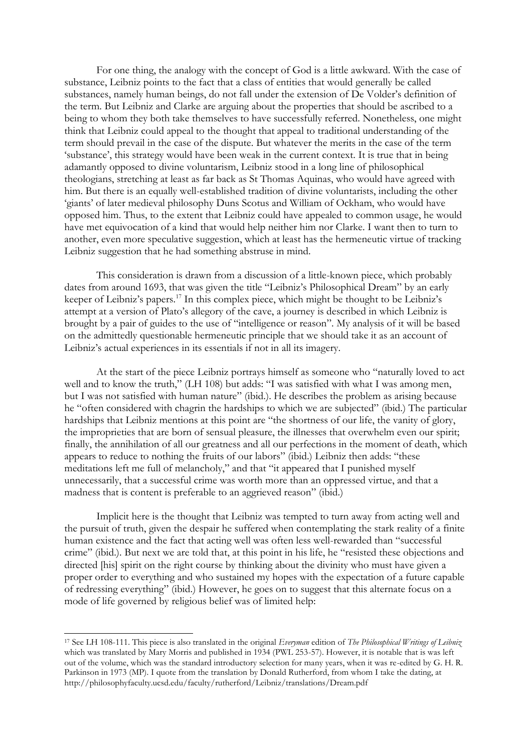For one thing, the analogy with the concept of God is a little awkward. With the case of substance, Leibniz points to the fact that a class of entities that would generally be called substances, namely human beings, do not fall under the extension of De Volder's definition of the term. But Leibniz and Clarke are arguing about the properties that should be ascribed to a being to whom they both take themselves to have successfully referred. Nonetheless, one might think that Leibniz could appeal to the thought that appeal to traditional understanding of the term should prevail in the case of the dispute. But whatever the merits in the case of the term 'substance', this strategy would have been weak in the current context. It is true that in being adamantly opposed to divine voluntarism, Leibniz stood in a long line of philosophical theologians, stretching at least as far back as St Thomas Aquinas, who would have agreed with him. But there is an equally well-established tradition of divine voluntarists, including the other 'giants' of later medieval philosophy Duns Scotus and William of Ockham, who would have opposed him. Thus, to the extent that Leibniz could have appealed to common usage, he would have met equivocation of a kind that would help neither him nor Clarke. I want then to turn to another, even more speculative suggestion, which at least has the hermeneutic virtue of tracking Leibniz suggestion that he had something abstruse in mind.

This consideration is drawn from a discussion of a little-known piece, which probably dates from around 1693, that was given the title "Leibniz's Philosophical Dream" by an early keeper of Leibniz's papers.[17] In this complex piece, which might be thought to be Leibniz's attempt at a version of Plato's allegory of the cave, a journey is described in which Leibniz is brought by a pair of guides to the use of "intelligence or reason". My analysis of it will be based on the admittedly questionable hermeneutic principle that we should take it as an account of Leibniz's actual experiences in its essentials if not in all its imagery.

At the start of the piece Leibniz portrays himself as someone who "naturally loved to act well and to know the truth," (LH 108) but adds: "I was satisfied with what I was among men, but I was not satisfied with human nature" (ibid.). He describes the problem as arising because he "often considered with chagrin the hardships to which we are subjected" (ibid.) The particular hardships that Leibniz mentions at this point are "the shortness of our life, the vanity of glory, the improprieties that are born of sensual pleasure, the illnesses that overwhelm even our spirit; finally, the annihilation of all our greatness and all our perfections in the moment of death, which appears to reduce to nothing the fruits of our labors" (ibid.) Leibniz then adds: "these meditations left me full of melancholy," and that "it appeared that I punished myself unnecessarily, that a successful crime was worth more than an oppressed virtue, and that a madness that is content is preferable to an aggrieved reason" (ibid.)

Implicit here is the thought that Leibniz was tempted to turn away from acting well and the pursuit of truth, given the despair he suffered when contemplating the stark reality of a finite human existence and the fact that acting well was often less well-rewarded than "successful crime" (ibid.). But next we are told that, at this point in his life, he "resisted these objections and directed [his] spirit on the right course by thinking about the divinity who must have given a proper order to everything and who sustained my hopes with the expectation of a future capable of redressing everything" (ibid.) However, he goes on to suggest that this alternate focus on a mode of life governed by religious belief was of limited help:

---

[17] See LH 108-111. This piece is also translated in the original *Everyman* edition of *The Philosophical Writings of Leibniz* which was translated by Mary Morris and published in 1934 (PWL 253-57). However, it is notable that is was left out of the volume, which was the standard introductory selection for many years, when it was re-edited by G. H. R. Parkinson in 1973 (MP). I quote from the translation by Donald Rutherford, from whom I take the dating, at http://philosophyfaculty.ucsd.edu/faculty/rutherford/Leibniz/translations/Dream.pdf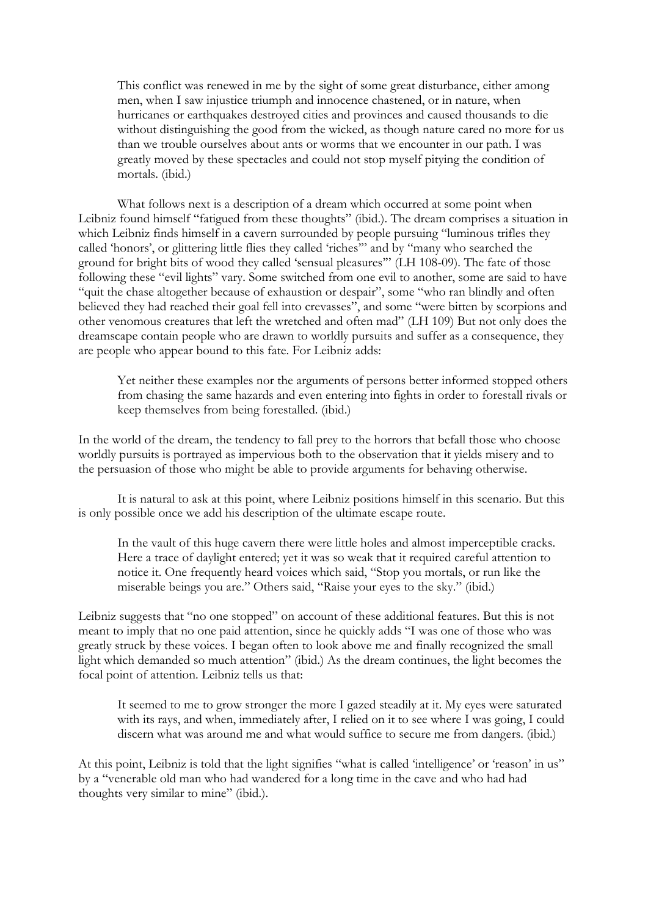> This conflict was renewed in me by the sight of some great disturbance, either among men, when I saw injustice triumph and innocence chastened, or in nature, when hurricanes or earthquakes destroyed cities and provinces and caused thousands to die without distinguishing the good from the wicked, as though nature cared no more for us than we trouble ourselves about ants or worms that we encounter in our path. I was greatly moved by these spectacles and could not stop myself pitying the condition of mortals. (ibid.)

What follows next is a description of a dream which occurred at some point when Leibniz found himself "fatigued from these thoughts" (ibid.). The dream comprises a situation in which Leibniz finds himself in a cavern surrounded by people pursuing "luminous trifles they called 'honors', or glittering little flies they called 'riches'" and by "many who searched the ground for bright bits of wood they called 'sensual pleasures'" (LH 108-09). The fate of those following these "evil lights" vary. Some switched from one evil to another, some are said to have "quit the chase altogether because of exhaustion or despair", some "who ran blindly and often believed they had reached their goal fell into crevasses", and some "were bitten by scorpions and other venomous creatures that left the wretched and often mad" (LH 109) But not only does the dreamscape contain people who are drawn to worldly pursuits and suffer as a consequence, they are people who appear bound to this fate. For Leibniz adds:

> Yet neither these examples nor the arguments of persons better informed stopped others from chasing the same hazards and even entering into fights in order to forestall rivals or keep themselves from being forestalled. (ibid.)

In the world of the dream, the tendency to fall prey to the horrors that befall those who choose worldly pursuits is portrayed as impervious both to the observation that it yields misery and to the persuasion of those who might be able to provide arguments for behaving otherwise.

It is natural to ask at this point, where Leibniz positions himself in this scenario. But this is only possible once we add his description of the ultimate escape route.

> In the vault of this huge cavern there were little holes and almost imperceptible cracks. Here a trace of daylight entered; yet it was so weak that it required careful attention to notice it. One frequently heard voices which said, "Stop you mortals, or run like the miserable beings you are." Others said, "Raise your eyes to the sky." (ibid.)

Leibniz suggests that "no one stopped" on account of these additional features. But this is not meant to imply that no one paid attention, since he quickly adds "I was one of those who was greatly struck by these voices. I began often to look above me and finally recognized the small light which demanded so much attention" (ibid.) As the dream continues, the light becomes the focal point of attention. Leibniz tells us that:

> It seemed to me to grow stronger the more I gazed steadily at it. My eyes were saturated with its rays, and when, immediately after, I relied on it to see where I was going, I could discern what was around me and what would suffice to secure me from dangers. (ibid.)

At this point, Leibniz is told that the light signifies "what is called 'intelligence' or 'reason' in us" by a "venerable old man who had wandered for a long time in the cave and who had had thoughts very similar to mine" (ibid.).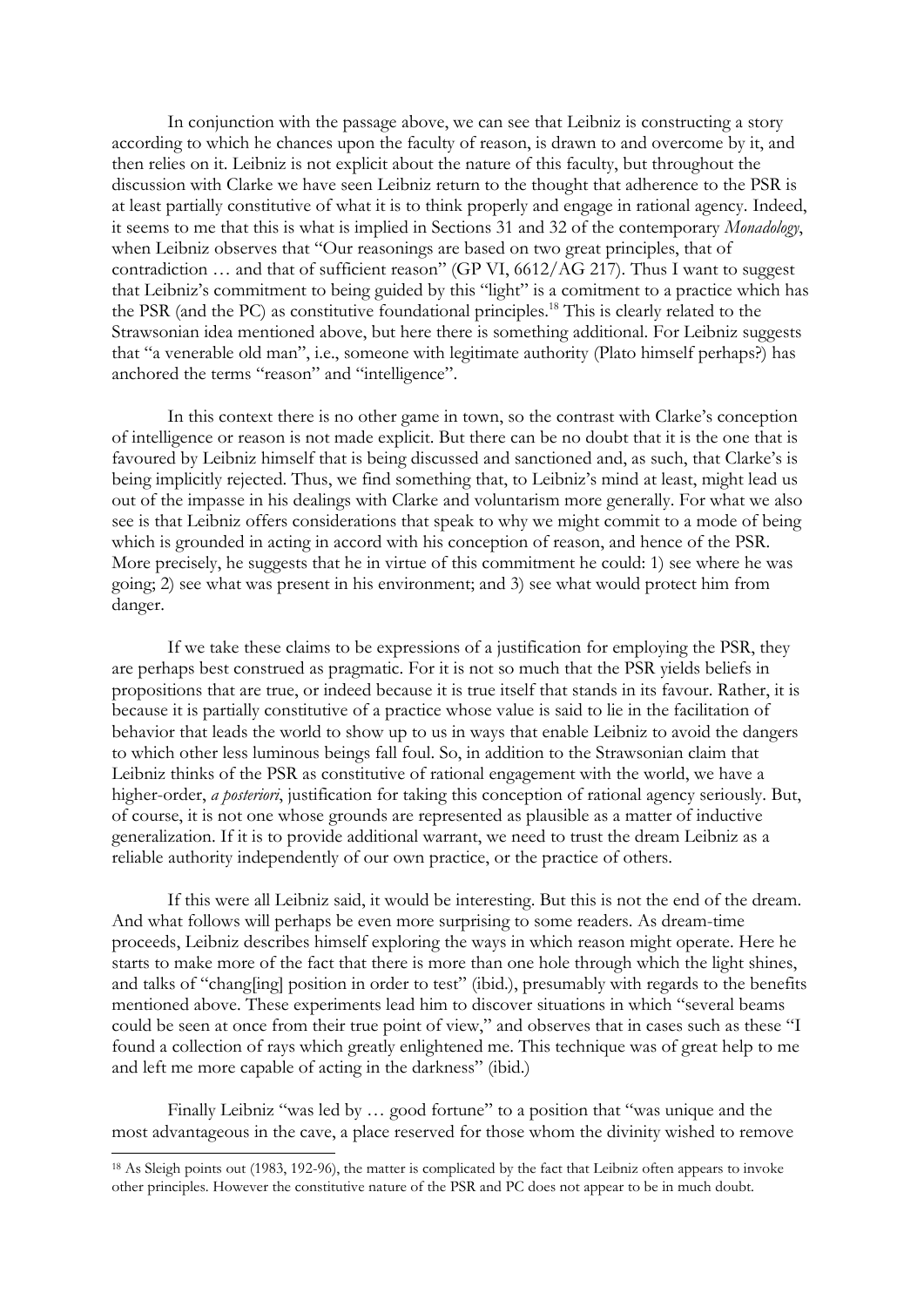In conjunction with the passage above, we can see that Leibniz is constructing a story according to which he chances upon the faculty of reason, is drawn to and overcome by it, and then relies on it. Leibniz is not explicit about the nature of this faculty, but throughout the discussion with Clarke we have seen Leibniz return to the thought that adherence to the PSR is at least partially constitutive of what it is to think properly and engage in rational agency. Indeed, it seems to me that this is what is implied in Sections 31 and 32 of the contemporary *Monadology*, when Leibniz observes that "Our reasonings are based on two great principles, that of contradiction … and that of sufficient reason" (GP VI, 6612/AG 217). Thus I want to suggest that Leibniz's commitment to being guided by this "light" is a comitment to a practice which has the PSR (and the PC) as constitutive foundational principles.[18] This is clearly related to the Strawsonian idea mentioned above, but here there is something additional. For Leibniz suggests that "a venerable old man", i.e., someone with legitimate authority (Plato himself perhaps?) has anchored the terms "reason" and "intelligence".

In this context there is no other game in town, so the contrast with Clarke's conception of intelligence or reason is not made explicit. But there can be no doubt that it is the one that is favoured by Leibniz himself that is being discussed and sanctioned and, as such, that Clarke's is being implicitly rejected. Thus, we find something that, to Leibniz's mind at least, might lead us out of the impasse in his dealings with Clarke and voluntarism more generally. For what we also see is that Leibniz offers considerations that speak to why we might commit to a mode of being which is grounded in acting in accord with his conception of reason, and hence of the PSR. More precisely, he suggests that he in virtue of this commitment he could: 1) see where he was going; 2) see what was present in his environment; and 3) see what would protect him from danger.

If we take these claims to be expressions of a justification for employing the PSR, they are perhaps best construed as pragmatic. For it is not so much that the PSR yields beliefs in propositions that are true, or indeed because it is true itself that stands in its favour. Rather, it is because it is partially constitutive of a practice whose value is said to lie in the facilitation of behavior that leads the world to show up to us in ways that enable Leibniz to avoid the dangers to which other less luminous beings fall foul. So, in addition to the Strawsonian claim that Leibniz thinks of the PSR as constitutive of rational engagement with the world, we have a higher-order, *a posteriori*, justification for taking this conception of rational agency seriously. But, of course, it is not one whose grounds are represented as plausible as a matter of inductive generalization. If it is to provide additional warrant, we need to trust the dream Leibniz as a reliable authority independently of our own practice, or the practice of others.

If this were all Leibniz said, it would be interesting. But this is not the end of the dream. And what follows will perhaps be even more surprising to some readers. As dream-time proceeds, Leibniz describes himself exploring the ways in which reason might operate. Here he starts to make more of the fact that there is more than one hole through which the light shines, and talks of "chang[ing] position in order to test" (ibid.), presumably with regards to the benefits mentioned above. These experiments lead him to discover situations in which "several beams could be seen at once from their true point of view," and observes that in cases such as these "I found a collection of rays which greatly enlightened me. This technique was of great help to me and left me more capable of acting in the darkness" (ibid.)

Finally Leibniz "was led by … good fortune" to a position that "was unique and the most advantageous in the cave, a place reserved for those whom the divinity wished to remove

---

[18] As Sleigh points out (1983, 192-96), the matter is complicated by the fact that Leibniz often appears to invoke other principles. However the constitutive nature of the PSR and PC does not appear to be in much doubt.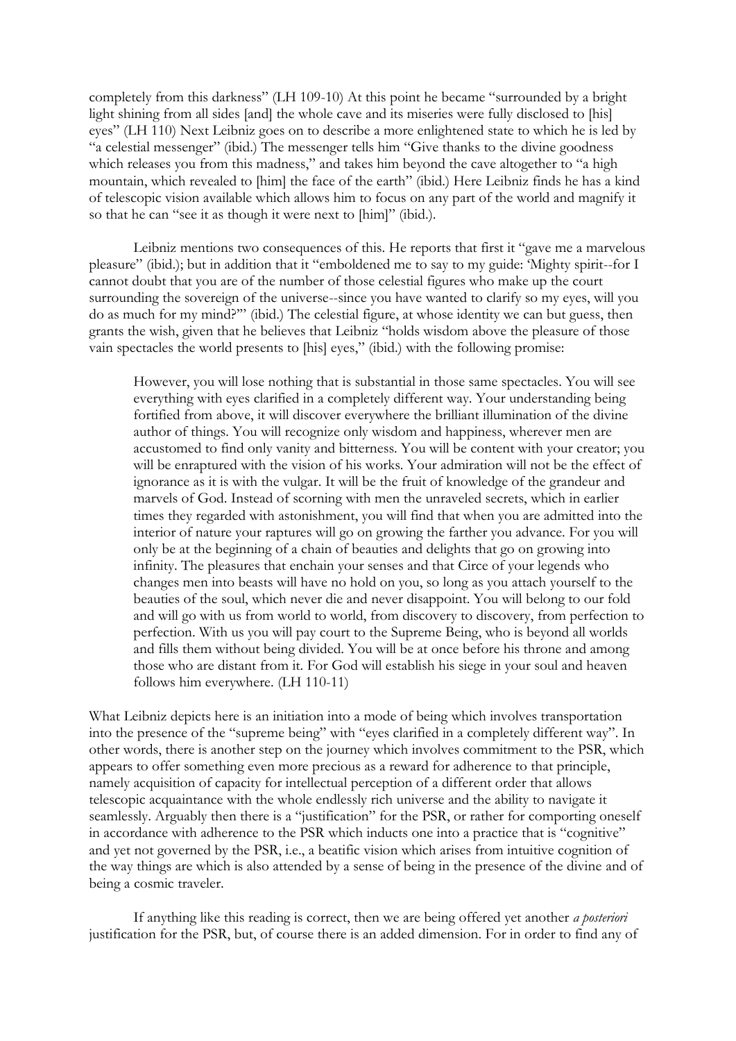completely from this darkness" (LH 109-10) At this point he became "surrounded by a bright light shining from all sides [and] the whole cave and its miseries were fully disclosed to [his] eyes" (LH 110) Next Leibniz goes on to describe a more enlightened state to which he is led by "a celestial messenger" (ibid.) The messenger tells him "Give thanks to the divine goodness which releases you from this madness," and takes him beyond the cave altogether to "a high mountain, which revealed to [him] the face of the earth" (ibid.) Here Leibniz finds he has a kind of telescopic vision available which allows him to focus on any part of the world and magnify it so that he can "see it as though it were next to [him]" (ibid.).

Leibniz mentions two consequences of this. He reports that first it "gave me a marvelous pleasure" (ibid.); but in addition that it "emboldened me to say to my guide: 'Mighty spirit--for I cannot doubt that you are of the number of those celestial figures who make up the court surrounding the sovereign of the universe--since you have wanted to clarify so my eyes, will you do as much for my mind?'" (ibid.) The celestial figure, at whose identity we can but guess, then grants the wish, given that he believes that Leibniz "holds wisdom above the pleasure of those vain spectacles the world presents to [his] eyes," (ibid.) with the following promise:

> However, you will lose nothing that is substantial in those same spectacles. You will see everything with eyes clarified in a completely different way. Your understanding being fortified from above, it will discover everywhere the brilliant illumination of the divine author of things. You will recognize only wisdom and happiness, wherever men are accustomed to find only vanity and bitterness. You will be content with your creator; you will be enraptured with the vision of his works. Your admiration will not be the effect of ignorance as it is with the vulgar. It will be the fruit of knowledge of the grandeur and marvels of God. Instead of scorning with men the unraveled secrets, which in earlier times they regarded with astonishment, you will find that when you are admitted into the interior of nature your raptures will go on growing the farther you advance. For you will only be at the beginning of a chain of beauties and delights that go on growing into infinity. The pleasures that enchain your senses and that Circe of your legends who changes men into beasts will have no hold on you, so long as you attach yourself to the beauties of the soul, which never die and never disappoint. You will belong to our fold and will go with us from world to world, from discovery to discovery, from perfection to perfection. With us you will pay court to the Supreme Being, who is beyond all worlds and fills them without being divided. You will be at once before his throne and among those who are distant from it. For God will establish his siege in your soul and heaven follows him everywhere. (LH 110-11)

What Leibniz depicts here is an initiation into a mode of being which involves transportation into the presence of the "supreme being" with "eyes clarified in a completely different way". In other words, there is another step on the journey which involves commitment to the PSR, which appears to offer something even more precious as a reward for adherence to that principle, namely acquisition of capacity for intellectual perception of a different order that allows telescopic acquaintance with the whole endlessly rich universe and the ability to navigate it seamlessly. Arguably then there is a "justification" for the PSR, or rather for comporting oneself in accordance with adherence to the PSR which inducts one into a practice that is "cognitive" and yet not governed by the PSR, i.e., a beatific vision which arises from intuitive cognition of the way things are which is also attended by a sense of being in the presence of the divine and of being a cosmic traveler.

If anything like this reading is correct, then we are being offered yet another *a posteriori* justification for the PSR, but, of course there is an added dimension. For in order to find any of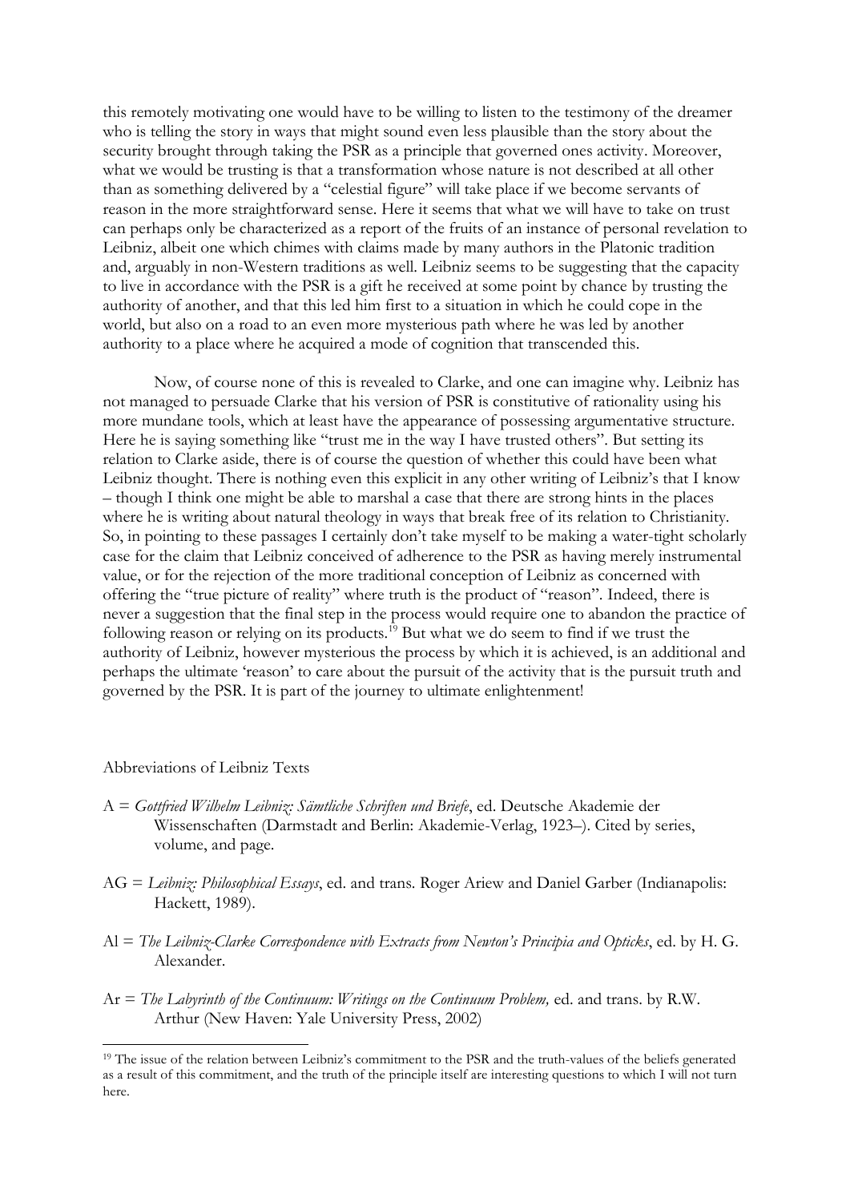this remotely motivating one would have to be willing to listen to the testimony of the dreamer who is telling the story in ways that might sound even less plausible than the story about the security brought through taking the PSR as a principle that governed ones activity. Moreover, what we would be trusting is that a transformation whose nature is not described at all other than as something delivered by a "celestial figure" will take place if we become servants of reason in the more straightforward sense. Here it seems that what we will have to take on trust can perhaps only be characterized as a report of the fruits of an instance of personal revelation to Leibniz, albeit one which chimes with claims made by many authors in the Platonic tradition and, arguably in non-Western traditions as well. Leibniz seems to be suggesting that the capacity to live in accordance with the PSR is a gift he received at some point by chance by trusting the authority of another, and that this led him first to a situation in which he could cope in the world, but also on a road to an even more mysterious path where he was led by another authority to a place where he acquired a mode of cognition that transcended this.

Now, of course none of this is revealed to Clarke, and one can imagine why. Leibniz has not managed to persuade Clarke that his version of PSR is constitutive of rationality using his more mundane tools, which at least have the appearance of possessing argumentative structure. Here he is saying something like "trust me in the way I have trusted others". But setting its relation to Clarke aside, there is of course the question of whether this could have been what Leibniz thought. There is nothing even this explicit in any other writing of Leibniz's that I know – though I think one might be able to marshal a case that there are strong hints in the places where he is writing about natural theology in ways that break free of its relation to Christianity. So, in pointing to these passages I certainly don't take myself to be making a water-tight scholarly case for the claim that Leibniz conceived of adherence to the PSR as having merely instrumental value, or for the rejection of the more traditional conception of Leibniz as concerned with offering the "true picture of reality" where truth is the product of "reason". Indeed, there is never a suggestion that the final step in the process would require one to abandon the practice of following reason or relying on its products.[19] But what we do seem to find if we trust the authority of Leibniz, however mysterious the process by which it is achieved, is an additional and perhaps the ultimate 'reason' to care about the pursuit of the activity that is the pursuit truth and governed by the PSR. It is part of the journey to ultimate enlightenment!

Abbreviations of Leibniz Texts

A = *Gottfried Wilhelm Leibniz: Sämtliche Schriften und Briefe*, ed. Deutsche Akademie der Wissenschaften (Darmstadt and Berlin: Akademie-Verlag, 1923–). Cited by series, volume, and page.

AG = *Leibniz: Philosophical Essays*, ed. and trans. Roger Ariew and Daniel Garber (Indianapolis: Hackett, 1989).

Al = *The Leibniz-Clarke Correspondence with Extracts from Newton's Principia and Opticks*, ed. by H. G. Alexander.

Ar = *The Labyrinth of the Continuum: Writings on the Continuum Problem,* ed. and trans. by R.W. Arthur (New Haven: Yale University Press, 2002)

[19] The issue of the relation between Leibniz's commitment to the PSR and the truth-values of the beliefs generated as a result of this commitment, and the truth of the principle itself are interesting questions to which I will not turn here.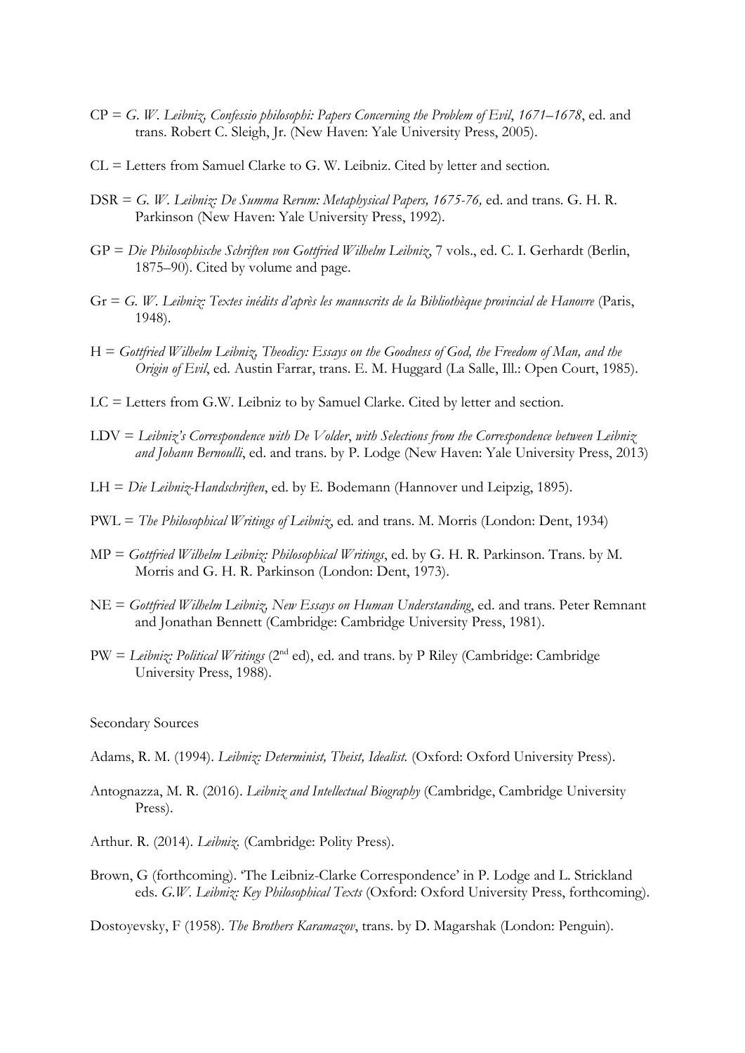CP = *G. W. Leibniz, Confessio philosophi: Papers Concerning the Problem of Evil*, *1671–1678*, ed. and trans. Robert C. Sleigh, Jr. (New Haven: Yale University Press, 2005).

CL = Letters from Samuel Clarke to G. W. Leibniz. Cited by letter and section.

DSR = *G. W. Leibniz: De Summa Rerum: Metaphysical Papers, 1675-76,* ed. and trans. G. H. R. Parkinson (New Haven: Yale University Press, 1992).

GP = *Die Philosophische Schriften von Gottfried Wilhelm Leibniz*, 7 vols., ed. C. I. Gerhardt (Berlin, 1875–90). Cited by volume and page.

Gr = *G. W. Leibniz: Textes inédits d'après les manuscrits de la Bibliothèque provincial de Hanovre* (Paris, 1948).

H = *Gottfried Wilhelm Leibniz, Theodicy: Essays on the Goodness of God, the Freedom of Man, and the Origin of Evil*, ed. Austin Farrar, trans. E. M. Huggard (La Salle, Ill.: Open Court, 1985).

LC = Letters from G.W. Leibniz to by Samuel Clarke. Cited by letter and section.

LDV = *Leibniz's Correspondence with De Volder*, *with Selections from the Correspondence between Leibniz and Johann Bernoulli*, ed. and trans. by P. Lodge (New Haven: Yale University Press, 2013)

LH = *Die Leibniz-Handschriften*, ed. by E. Bodemann (Hannover und Leipzig, 1895).

PWL = *The Philosophical Writings of Leibniz*, ed. and trans. M. Morris (London: Dent, 1934)

MP = *Gottfried Wilhelm Leibniz: Philosophical Writings*, ed. by G. H. R. Parkinson. Trans. by M. Morris and G. H. R. Parkinson (London: Dent, 1973).

NE = *Gottfried Wilhelm Leibniz, New Essays on Human Understanding*, ed. and trans. Peter Remnant and Jonathan Bennett (Cambridge: Cambridge University Press, 1981).

PW = *Leibniz: Political Writings* (2nd ed), ed. and trans. by P Riley (Cambridge: Cambridge University Press, 1988).

Secondary Sources

Adams, R. M. (1994). *Leibniz: Determinist, Theist, Idealist.* (Oxford: Oxford University Press).

Antognazza, M. R. (2016). *Leibniz and Intellectual Biography* (Cambridge, Cambridge University Press).

Arthur. R. (2014). *Leibniz.* (Cambridge: Polity Press).

Brown, G (forthcoming). 'The Leibniz-Clarke Correspondence' in P. Lodge and L. Strickland eds. *G.W. Leibniz: Key Philosophical Texts* (Oxford: Oxford University Press, forthcoming).

Dostoyevsky, F (1958). *The Brothers Karamazov*, trans. by D. Magarshak (London: Penguin).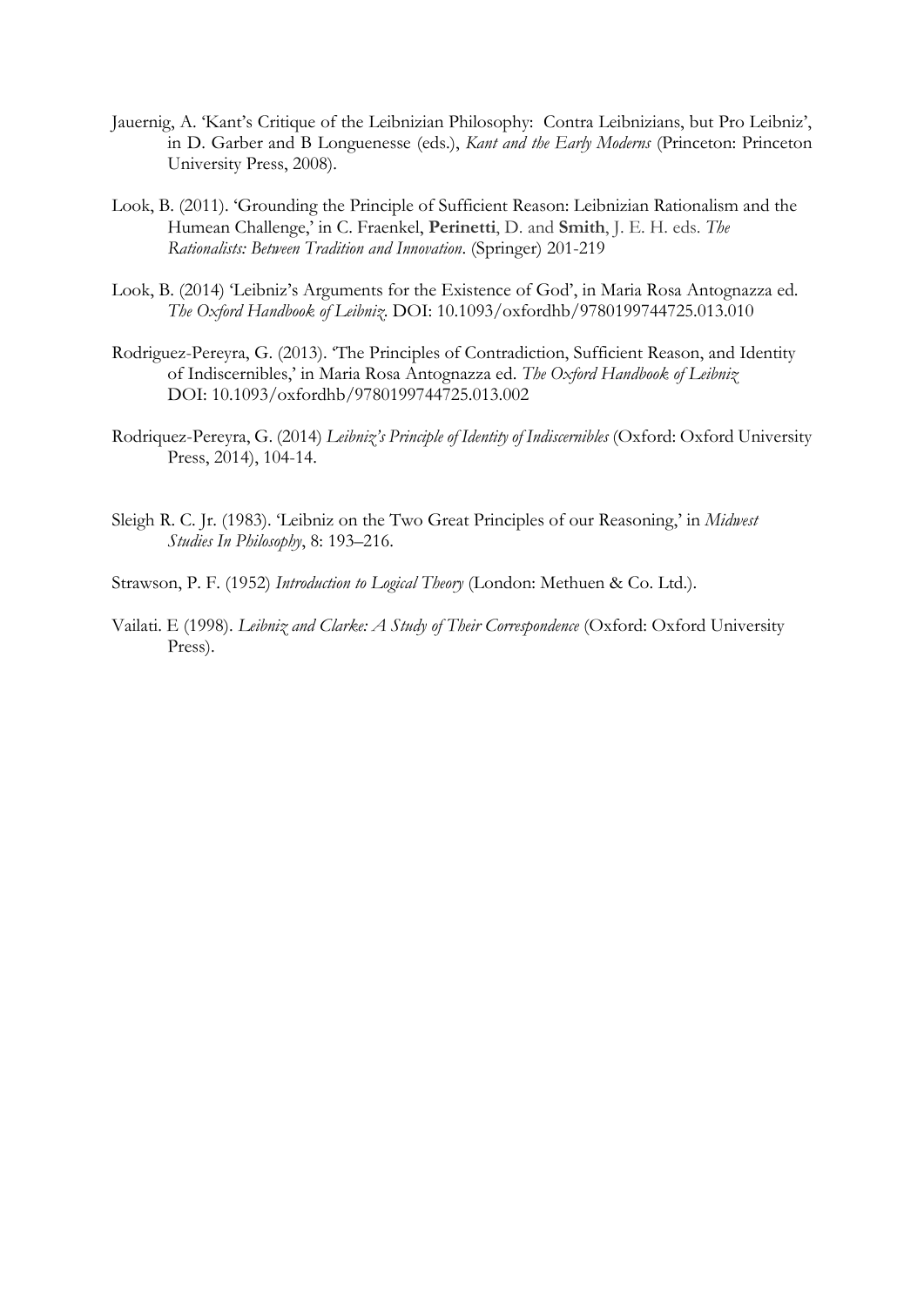Jauernig, A. 'Kant's Critique of the Leibnizian Philosophy: Contra Leibnizians, but Pro Leibniz', in D. Garber and B Longuenesse (eds.), *Kant and the Early Moderns* (Princeton: Princeton University Press, 2008).

Look, B. (2011). 'Grounding the Principle of Sufficient Reason: Leibnizian Rationalism and the Humean Challenge,' in C. Fraenkel, **Perinetti**, D. and **Smith**, J. E. H. eds. *The Rationalists: Between Tradition and Innovation*. (Springer) 201-219

Look, B. (2014) 'Leibniz's Arguments for the Existence of God', in Maria Rosa Antognazza ed. *The Oxford Handbook of Leibniz*. DOI: 10.1093/oxfordhb/9780199744725.013.010

Rodriguez-Pereyra, G. (2013). 'The Principles of Contradiction, Sufficient Reason, and Identity of Indiscernibles,' in Maria Rosa Antognazza ed. *The Oxford Handbook of Leibniz* DOI: 10.1093/oxfordhb/9780199744725.013.002

Rodriquez-Pereyra, G. (2014) *Leibniz's Principle of Identity of Indiscernibles* (Oxford: Oxford University Press, 2014), 104-14.

Sleigh R. C. Jr. (1983). 'Leibniz on the Two Great Principles of our Reasoning,' in *Midwest Studies In Philosophy*, 8: 193–216.

Strawson, P. F. (1952) *Introduction to Logical Theory* (London: Methuen & Co. Ltd.).

Vailati. E (1998). *Leibniz and Clarke: A Study of Their Correspondence* (Oxford: Oxford University Press).